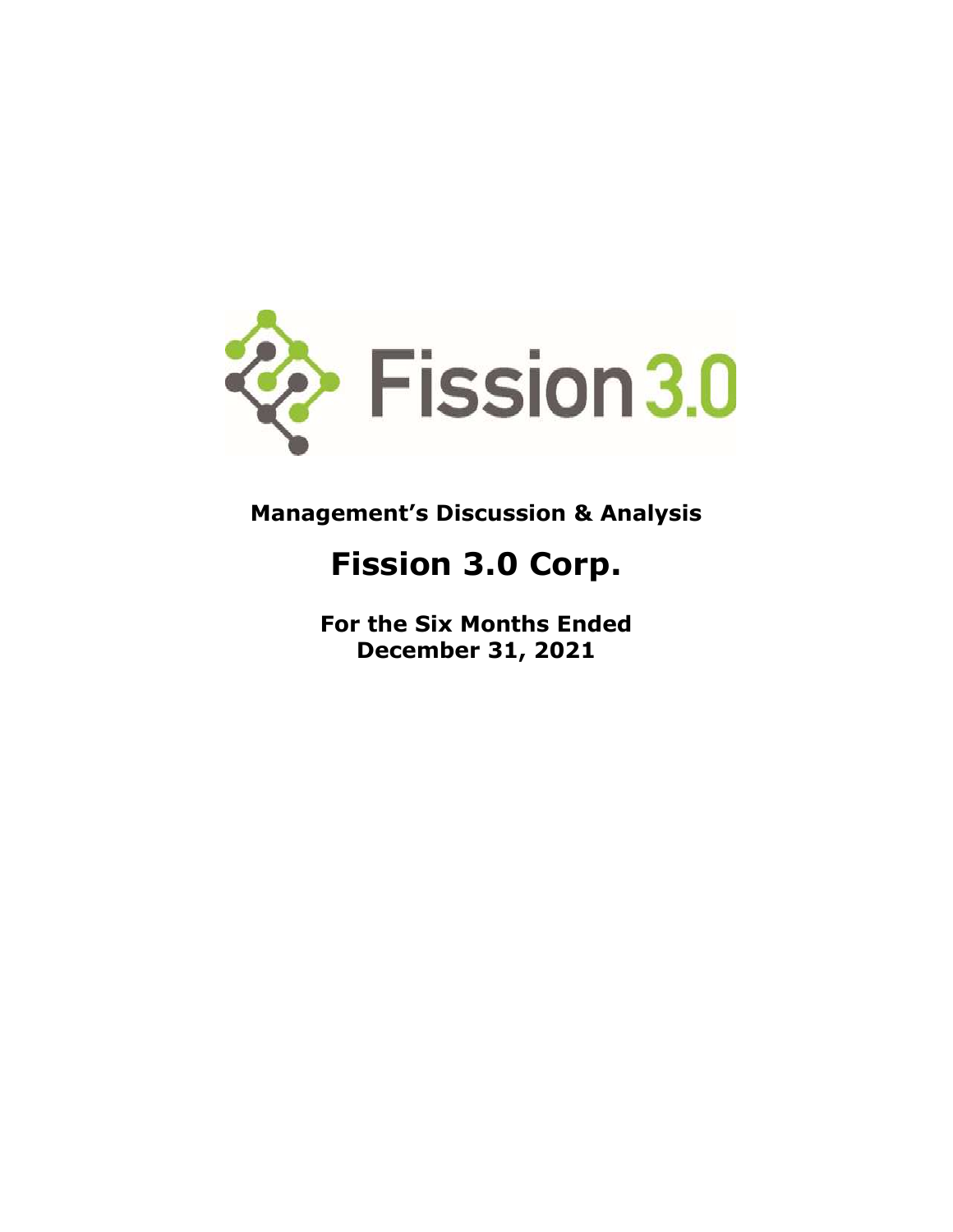**Management's Discussion & Analysis**

# Fission 3.0 Corp.

**For the Six Months Ended**
**December 31, 2021**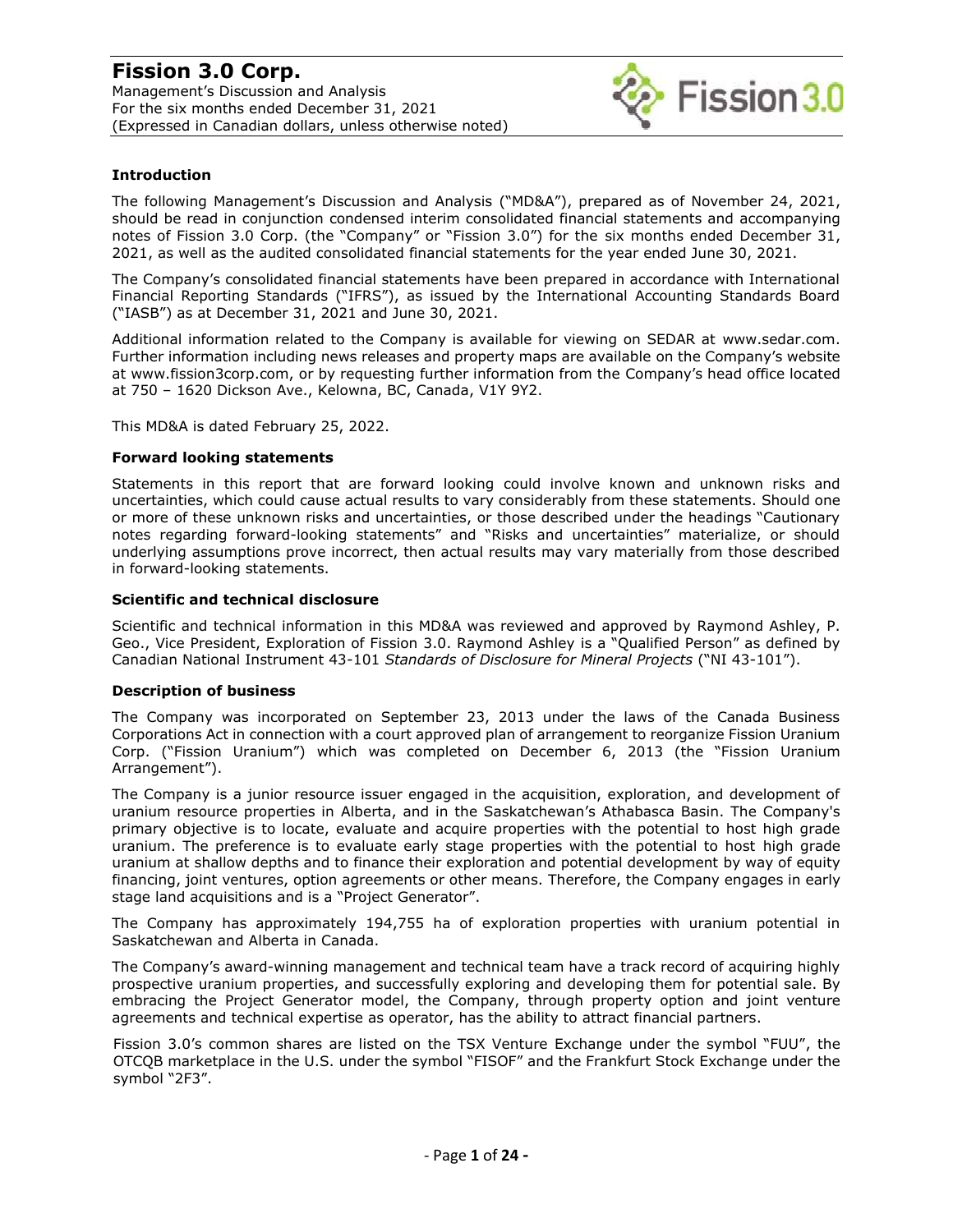## Introduction

The following Management's Discussion and Analysis ("MD&A"), prepared as of November 24, 2021, should be read in conjunction condensed interim consolidated financial statements and accompanying notes of Fission 3.0 Corp. (the "Company" or "Fission 3.0") for the six months ended December 31, 2021, as well as the audited consolidated financial statements for the year ended June 30, 2021.

The Company's consolidated financial statements have been prepared in accordance with International Financial Reporting Standards ("IFRS"), as issued by the International Accounting Standards Board ("IASB") as at December 31, 2021 and June 30, 2021.

Additional information related to the Company is available for viewing on SEDAR at www.sedar.com. Further information including news releases and property maps are available on the Company's website at www.fission3corp.com, or by requesting further information from the Company's head office located at 750 – 1620 Dickson Ave., Kelowna, BC, Canada, V1Y 9Y2.

This MD&A is dated February 25, 2022.

## Forward looking statements

Statements in this report that are forward looking could involve known and unknown risks and uncertainties, which could cause actual results to vary considerably from these statements. Should one or more of these unknown risks and uncertainties, or those described under the headings "Cautionary notes regarding forward-looking statements" and "Risks and uncertainties" materialize, or should underlying assumptions prove incorrect, then actual results may vary materially from those described in forward-looking statements.

## Scientific and technical disclosure

Scientific and technical information in this MD&A was reviewed and approved by Raymond Ashley, P. Geo., Vice President, Exploration of Fission 3.0. Raymond Ashley is a "Qualified Person" as defined by Canadian National Instrument 43-101 *Standards of Disclosure for Mineral Projects* ("NI 43-101").

## Description of business

The Company was incorporated on September 23, 2013 under the laws of the Canada Business Corporations Act in connection with a court approved plan of arrangement to reorganize Fission Uranium Corp. ("Fission Uranium") which was completed on December 6, 2013 (the "Fission Uranium Arrangement").

The Company is a junior resource issuer engaged in the acquisition, exploration, and development of uranium resource properties in Alberta, and in the Saskatchewan's Athabasca Basin. The Company's primary objective is to locate, evaluate and acquire properties with the potential to host high grade uranium. The preference is to evaluate early stage properties with the potential to host high grade uranium at shallow depths and to finance their exploration and potential development by way of equity financing, joint ventures, option agreements or other means. Therefore, the Company engages in early stage land acquisitions and is a "Project Generator".

The Company has approximately 194,755 ha of exploration properties with uranium potential in Saskatchewan and Alberta in Canada.

The Company's award-winning management and technical team have a track record of acquiring highly prospective uranium properties, and successfully exploring and developing them for potential sale. By embracing the Project Generator model, the Company, through property option and joint venture agreements and technical expertise as operator, has the ability to attract financial partners.

Fission 3.0's common shares are listed on the TSX Venture Exchange under the symbol "FUU", the OTCQB marketplace in the U.S. under the symbol "FISOF" and the Frankfurt Stock Exchange under the symbol "2F3".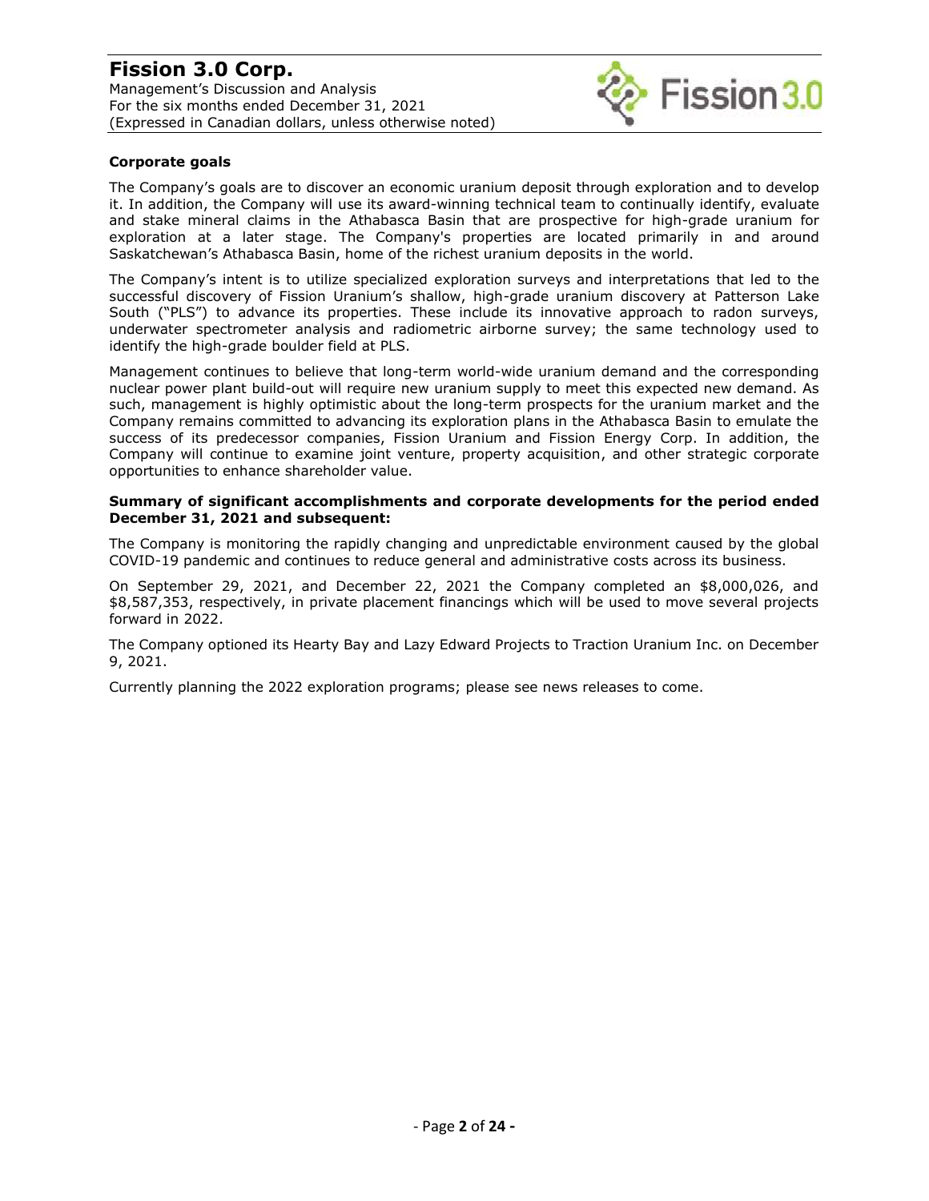### Corporate goals

The Company's goals are to discover an economic uranium deposit through exploration and to develop it. In addition, the Company will use its award-winning technical team to continually identify, evaluate and stake mineral claims in the Athabasca Basin that are prospective for high-grade uranium for exploration at a later stage. The Company's properties are located primarily in and around Saskatchewan's Athabasca Basin, home of the richest uranium deposits in the world.

The Company's intent is to utilize specialized exploration surveys and interpretations that led to the successful discovery of Fission Uranium's shallow, high-grade uranium discovery at Patterson Lake South ("PLS") to advance its properties. These include its innovative approach to radon surveys, underwater spectrometer analysis and radiometric airborne survey; the same technology used to identify the high-grade boulder field at PLS.

Management continues to believe that long-term world-wide uranium demand and the corresponding nuclear power plant build-out will require new uranium supply to meet this expected new demand. As such, management is highly optimistic about the long-term prospects for the uranium market and the Company remains committed to advancing its exploration plans in the Athabasca Basin to emulate the success of its predecessor companies, Fission Uranium and Fission Energy Corp. In addition, the Company will continue to examine joint venture, property acquisition, and other strategic corporate opportunities to enhance shareholder value.

### Summary of significant accomplishments and corporate developments for the period ended December 31, 2021 and subsequent:

The Company is monitoring the rapidly changing and unpredictable environment caused by the global COVID-19 pandemic and continues to reduce general and administrative costs across its business.

On September 29, 2021, and December 22, 2021 the Company completed an $8,000,026, and $8,587,353, respectively, in private placement financings which will be used to move several projects forward in 2022.

The Company optioned its Hearty Bay and Lazy Edward Projects to Traction Uranium Inc. on December 9, 2021.

Currently planning the 2022 exploration programs; please see news releases to come.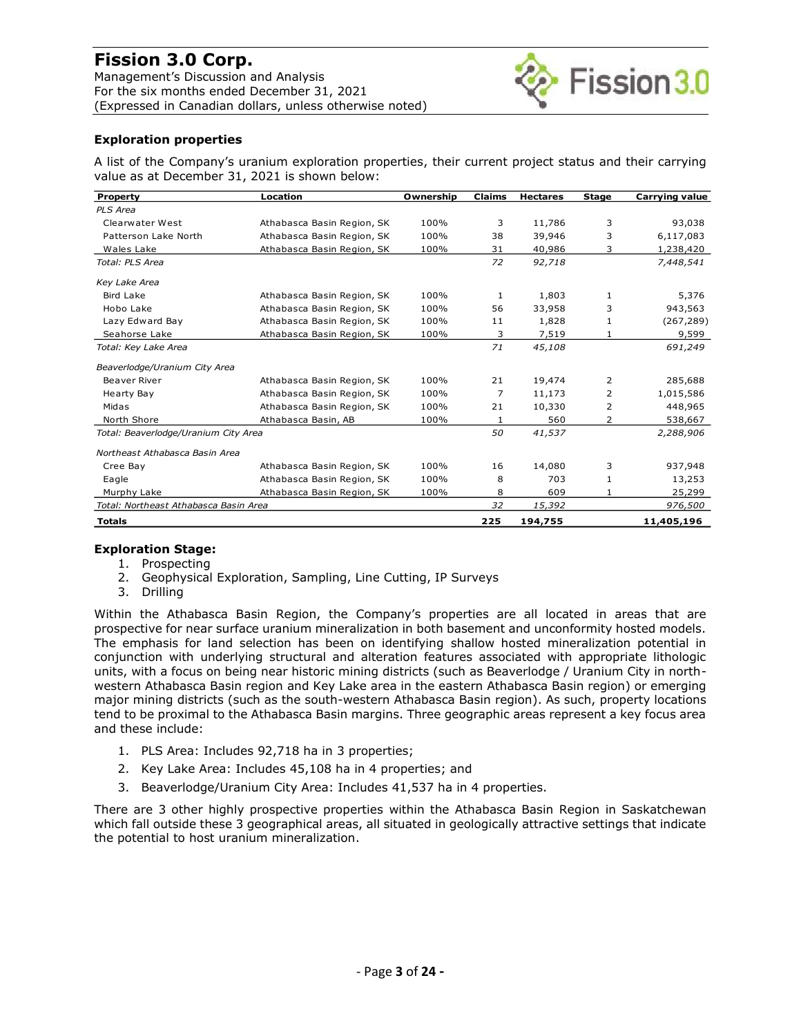## Exploration properties

A list of the Company's uranium exploration properties, their current project status and their carrying value as at December 31, 2021 is shown below:

| Property | Location | Ownership | Claims | Hectares | Stage | Carrying value |
|---|---|---|---|---|---|---|
| *PLS Area* | | | | | | |
| Clearwater West | Athabasca Basin Region, SK | 100% | 3 | 11,786 | 3 | 93,038 |
| Patterson Lake North | Athabasca Basin Region, SK | 100% | 38 | 39,946 | 3 | 6,117,083 |
| Wales Lake | Athabasca Basin Region, SK | 100% | 31 | 40,986 | 3 | 1,238,420 |
| *Total: PLS Area* | | | *72* | *92,718* | | *7,448,541* |
| *Key Lake Area* | | | | | | |
| Bird Lake | Athabasca Basin Region, SK | 100% | 1 | 1,803 | 1 | 5,376 |
| Hobo Lake | Athabasca Basin Region, SK | 100% | 56 | 33,958 | 3 | 943,563 |
| Lazy Edward Bay | Athabasca Basin Region, SK | 100% | 11 | 1,828 | 1 | (267,289) |
| Seahorse Lake | Athabasca Basin Region, SK | 100% | 3 | 7,519 | 1 | 9,599 |
| *Total: Key Lake Area* | | | *71* | *45,108* | | *691,249* |
| *Beaverlodge/Uranium City Area* | | | | | | |
| Beaver River | Athabasca Basin Region, SK | 100% | 21 | 19,474 | 2 | 285,688 |
| Hearty Bay | Athabasca Basin Region, SK | 100% | 7 | 11,173 | 2 | 1,015,586 |
| Midas | Athabasca Basin Region, SK | 100% | 21 | 10,330 | 2 | 448,965 |
| North Shore | Athabasca Basin, AB | 100% | 1 | 560 | 2 | 538,667 |
| *Total: Beaverlodge/Uranium City Area* | | | *50* | *41,537* | | *2,288,906* |
| *Northeast Athabasca Basin Area* | | | | | | |
| Cree Bay | Athabasca Basin Region, SK | 100% | 16 | 14,080 | 3 | 937,948 |
| Eagle | Athabasca Basin Region, SK | 100% | 8 | 703 | 1 | 13,253 |
| Murphy Lake | Athabasca Basin Region, SK | 100% | 8 | 609 | 1 | 25,299 |
| *Total: Northeast Athabasca Basin Area* | | | *32* | *15,392* | | *976,500* |
| **Totals** | | | **225** | **194,755** | | **11,405,196** |

**Exploration Stage:**

1. Prospecting
2. Geophysical Exploration, Sampling, Line Cutting, IP Surveys
3. Drilling

Within the Athabasca Basin Region, the Company's properties are all located in areas that are prospective for near surface uranium mineralization in both basement and unconformity hosted models. The emphasis for land selection has been on identifying shallow hosted mineralization potential in conjunction with underlying structural and alteration features associated with appropriate lithologic units, with a focus on being near historic mining districts (such as Beaverlodge / Uranium City in north-western Athabasca Basin region and Key Lake area in the eastern Athabasca Basin region) or emerging major mining districts (such as the south-western Athabasca Basin region). As such, property locations tend to be proximal to the Athabasca Basin margins. Three geographic areas represent a key focus area and these include:

1. PLS Area: Includes 92,718 ha in 3 properties;
2. Key Lake Area: Includes 45,108 ha in 4 properties; and
3. Beaverlodge/Uranium City Area: Includes 41,537 ha in 4 properties.

There are 3 other highly prospective properties within the Athabasca Basin Region in Saskatchewan which fall outside these 3 geographical areas, all situated in geologically attractive settings that indicate the potential to host uranium mineralization.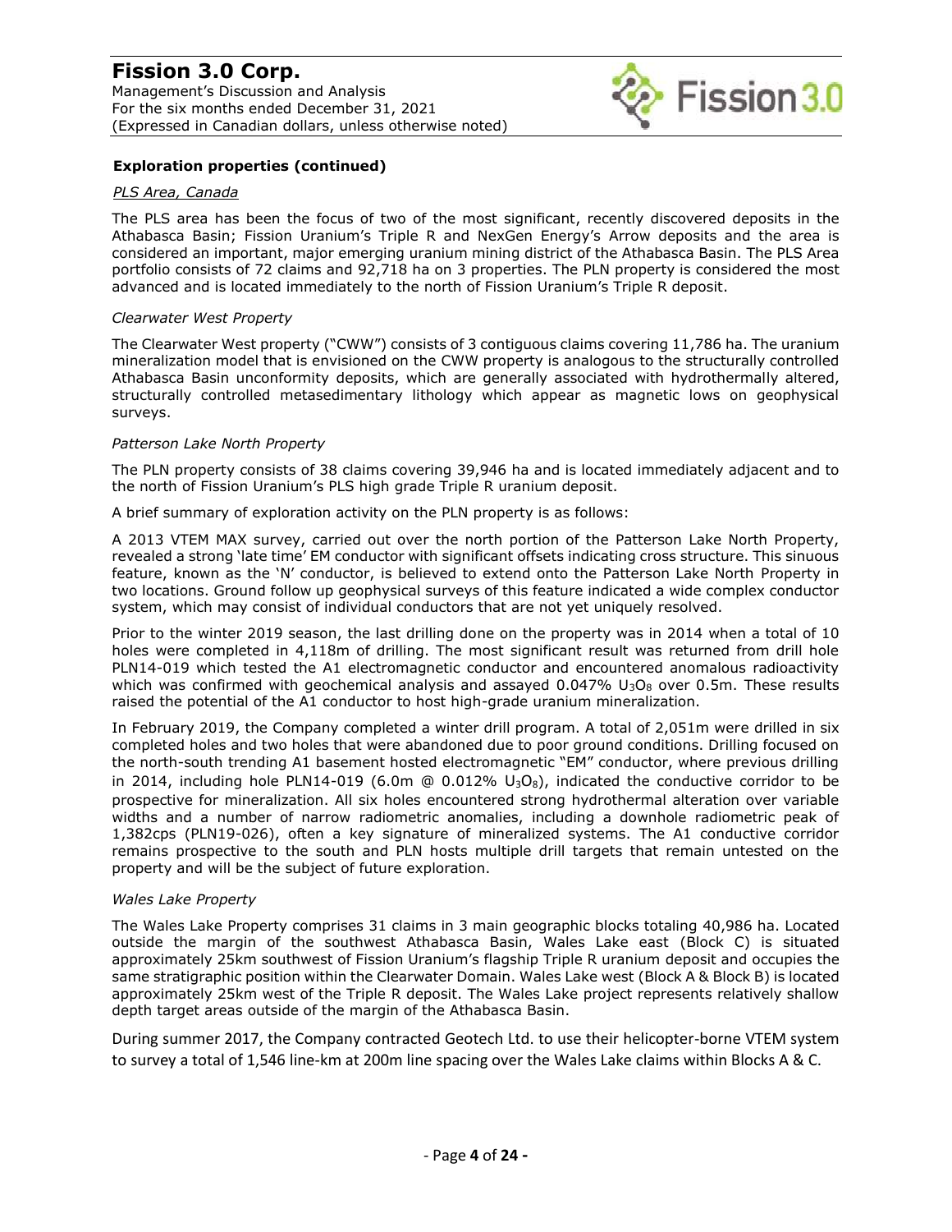### Exploration properties (continued)

*PLS Area, Canada*

The PLS area has been the focus of two of the most significant, recently discovered deposits in the Athabasca Basin; Fission Uranium's Triple R and NexGen Energy's Arrow deposits and the area is considered an important, major emerging uranium mining district of the Athabasca Basin. The PLS Area portfolio consists of 72 claims and 92,718 ha on 3 properties. The PLN property is considered the most advanced and is located immediately to the north of Fission Uranium's Triple R deposit.

*Clearwater West Property*

The Clearwater West property ("CWW") consists of 3 contiguous claims covering 11,786 ha. The uranium mineralization model that is envisioned on the CWW property is analogous to the structurally controlled Athabasca Basin unconformity deposits, which are generally associated with hydrothermally altered, structurally controlled metasedimentary lithology which appear as magnetic lows on geophysical surveys.

*Patterson Lake North Property*

The PLN property consists of 38 claims covering 39,946 ha and is located immediately adjacent and to the north of Fission Uranium's PLS high grade Triple R uranium deposit.

A brief summary of exploration activity on the PLN property is as follows:

A 2013 VTEM MAX survey, carried out over the north portion of the Patterson Lake North Property, revealed a strong 'late time' EM conductor with significant offsets indicating cross structure. This sinuous feature, known as the 'N' conductor, is believed to extend onto the Patterson Lake North Property in two locations. Ground follow up geophysical surveys of this feature indicated a wide complex conductor system, which may consist of individual conductors that are not yet uniquely resolved.

Prior to the winter 2019 season, the last drilling done on the property was in 2014 when a total of 10 holes were completed in 4,118m of drilling. The most significant result was returned from drill hole PLN14-019 which tested the A1 electromagnetic conductor and encountered anomalous radioactivity which was confirmed with geochemical analysis and assayed 0.047% $U_3O_8$ over 0.5m. These results raised the potential of the A1 conductor to host high-grade uranium mineralization.

In February 2019, the Company completed a winter drill program. A total of 2,051m were drilled in six completed holes and two holes that were abandoned due to poor ground conditions. Drilling focused on the north-south trending A1 basement hosted electromagnetic "EM" conductor, where previous drilling in 2014, including hole PLN14-019 (6.0m @ 0.012% $U_3O_8$), indicated the conductive corridor to be prospective for mineralization. All six holes encountered strong hydrothermal alteration over variable widths and a number of narrow radiometric anomalies, including a downhole radiometric peak of 1,382cps (PLN19-026), often a key signature of mineralized systems. The A1 conductive corridor remains prospective to the south and PLN hosts multiple drill targets that remain untested on the property and will be the subject of future exploration.

*Wales Lake Property*

The Wales Lake Property comprises 31 claims in 3 main geographic blocks totaling 40,986 ha. Located outside the margin of the southwest Athabasca Basin, Wales Lake east (Block C) is situated approximately 25km southwest of Fission Uranium's flagship Triple R uranium deposit and occupies the same stratigraphic position within the Clearwater Domain. Wales Lake west (Block A & Block B) is located approximately 25km west of the Triple R deposit. The Wales Lake project represents relatively shallow depth target areas outside of the margin of the Athabasca Basin.

During summer 2017, the Company contracted Geotech Ltd. to use their helicopter-borne VTEM system to survey a total of 1,546 line-km at 200m line spacing over the Wales Lake claims within Blocks A & C.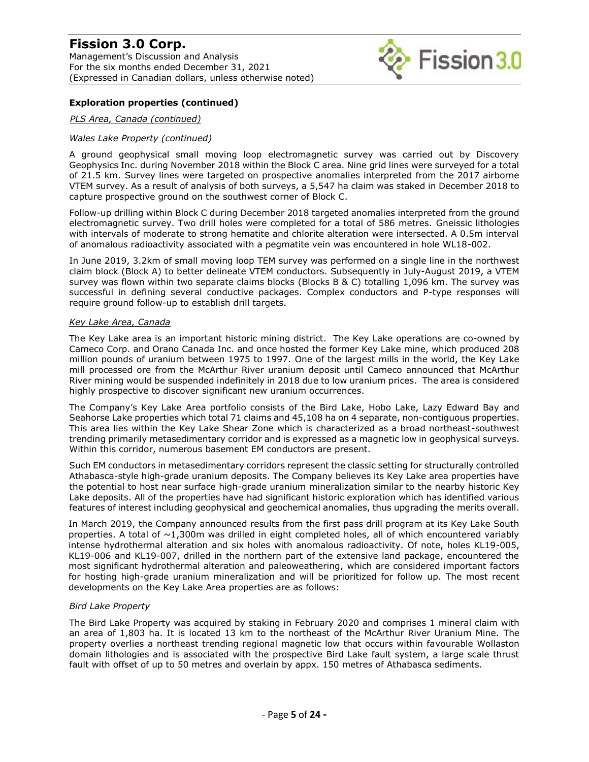### Exploration properties (continued)

*PLS Area, Canada (continued)*

*Wales Lake Property (continued)*

A ground geophysical small moving loop electromagnetic survey was carried out by Discovery Geophysics Inc. during November 2018 within the Block C area. Nine grid lines were surveyed for a total of 21.5 km. Survey lines were targeted on prospective anomalies interpreted from the 2017 airborne VTEM survey. As a result of analysis of both surveys, a 5,547 ha claim was staked in December 2018 to capture prospective ground on the southwest corner of Block C.

Follow-up drilling within Block C during December 2018 targeted anomalies interpreted from the ground electromagnetic survey. Two drill holes were completed for a total of 586 metres. Gneissic lithologies with intervals of moderate to strong hematite and chlorite alteration were intersected. A 0.5m interval of anomalous radioactivity associated with a pegmatite vein was encountered in hole WL18-002.

In June 2019, 3.2km of small moving loop TEM survey was performed on a single line in the northwest claim block (Block A) to better delineate VTEM conductors. Subsequently in July-August 2019, a VTEM survey was flown within two separate claims blocks (Blocks B & C) totalling 1,096 km. The survey was successful in defining several conductive packages. Complex conductors and P-type responses will require ground follow-up to establish drill targets.

*Key Lake Area, Canada*

The Key Lake area is an important historic mining district. The Key Lake operations are co-owned by Cameco Corp. and Orano Canada Inc. and once hosted the former Key Lake mine, which produced 208 million pounds of uranium between 1975 to 1997. One of the largest mills in the world, the Key Lake mill processed ore from the McArthur River uranium deposit until Cameco announced that McArthur River mining would be suspended indefinitely in 2018 due to low uranium prices. The area is considered highly prospective to discover significant new uranium occurrences.

The Company's Key Lake Area portfolio consists of the Bird Lake, Hobo Lake, Lazy Edward Bay and Seahorse Lake properties which total 71 claims and 45,108 ha on 4 separate, non-contiguous properties. This area lies within the Key Lake Shear Zone which is characterized as a broad northeast-southwest trending primarily metasedimentary corridor and is expressed as a magnetic low in geophysical surveys. Within this corridor, numerous basement EM conductors are present.

Such EM conductors in metasedimentary corridors represent the classic setting for structurally controlled Athabasca-style high-grade uranium deposits. The Company believes its Key Lake area properties have the potential to host near surface high-grade uranium mineralization similar to the nearby historic Key Lake deposits. All of the properties have had significant historic exploration which has identified various features of interest including geophysical and geochemical anomalies, thus upgrading the merits overall.

In March 2019, the Company announced results from the first pass drill program at its Key Lake South properties. A total of ~1,300m was drilled in eight completed holes, all of which encountered variably intense hydrothermal alteration and six holes with anomalous radioactivity. Of note, holes KL19-005, KL19-006 and KL19-007, drilled in the northern part of the extensive land package, encountered the most significant hydrothermal alteration and paleoweathering, which are considered important factors for hosting high-grade uranium mineralization and will be prioritized for follow up. The most recent developments on the Key Lake Area properties are as follows:

*Bird Lake Property*

The Bird Lake Property was acquired by staking in February 2020 and comprises 1 mineral claim with an area of 1,803 ha. It is located 13 km to the northeast of the McArthur River Uranium Mine. The property overlies a northeast trending regional magnetic low that occurs within favourable Wollaston domain lithologies and is associated with the prospective Bird Lake fault system, a large scale thrust fault with offset of up to 50 metres and overlain by appx. 150 metres of Athabasca sediments.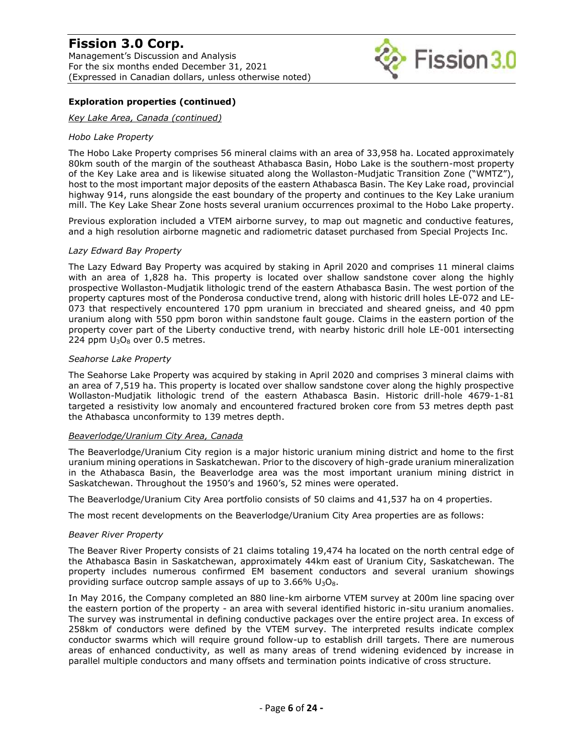**Exploration properties (continued)**

*Key Lake Area, Canada (continued)*

*Hobo Lake Property*

The Hobo Lake Property comprises 56 mineral claims with an area of 33,958 ha. Located approximately 80km south of the margin of the southeast Athabasca Basin, Hobo Lake is the southern-most property of the Key Lake area and is likewise situated along the Wollaston-Mudjatic Transition Zone ("WMTZ"), host to the most important major deposits of the eastern Athabasca Basin. The Key Lake road, provincial highway 914, runs alongside the east boundary of the property and continues to the Key Lake uranium mill. The Key Lake Shear Zone hosts several uranium occurrences proximal to the Hobo Lake property.

Previous exploration included a VTEM airborne survey, to map out magnetic and conductive features, and a high resolution airborne magnetic and radiometric dataset purchased from Special Projects Inc.

*Lazy Edward Bay Property*

The Lazy Edward Bay Property was acquired by staking in April 2020 and comprises 11 mineral claims with an area of 1,828 ha. This property is located over shallow sandstone cover along the highly prospective Wollaston-Mudjatik lithologic trend of the eastern Athabasca Basin. The west portion of the property captures most of the Ponderosa conductive trend, along with historic drill holes LE-072 and LE-073 that respectively encountered 170 ppm uranium in brecciated and sheared gneiss, and 40 ppm uranium along with 550 ppm boron within sandstone fault gouge. Claims in the eastern portion of the property cover part of the Liberty conductive trend, with nearby historic drill hole LE-001 intersecting 224 ppm $U_3O_8$ over 0.5 metres.

*Seahorse Lake Property*

The Seahorse Lake Property was acquired by staking in April 2020 and comprises 3 mineral claims with an area of 7,519 ha. This property is located over shallow sandstone cover along the highly prospective Wollaston-Mudjatik lithologic trend of the eastern Athabasca Basin. Historic drill-hole 4679-1-81 targeted a resistivity low anomaly and encountered fractured broken core from 53 metres depth past the Athabasca unconformity to 139 metres depth.

*Beaverlodge/Uranium City Area, Canada*

The Beaverlodge/Uranium City region is a major historic uranium mining district and home to the first uranium mining operations in Saskatchewan. Prior to the discovery of high-grade uranium mineralization in the Athabasca Basin, the Beaverlodge area was the most important uranium mining district in Saskatchewan. Throughout the 1950's and 1960's, 52 mines were operated.

The Beaverlodge/Uranium City Area portfolio consists of 50 claims and 41,537 ha on 4 properties.

The most recent developments on the Beaverlodge/Uranium City Area properties are as follows:

*Beaver River Property*

The Beaver River Property consists of 21 claims totaling 19,474 ha located on the north central edge of the Athabasca Basin in Saskatchewan, approximately 44km east of Uranium City, Saskatchewan. The property includes numerous confirmed EM basement conductors and several uranium showings providing surface outcrop sample assays of up to 3.66% $U_3O_8$.

In May 2016, the Company completed an 880 line-km airborne VTEM survey at 200m line spacing over the eastern portion of the property - an area with several identified historic in-situ uranium anomalies. The survey was instrumental in defining conductive packages over the entire project area. In excess of 258km of conductors were defined by the VTEM survey. The interpreted results indicate complex conductor swarms which will require ground follow-up to establish drill targets. There are numerous areas of enhanced conductivity, as well as many areas of trend widening evidenced by increase in parallel multiple conductors and many offsets and termination points indicative of cross structure.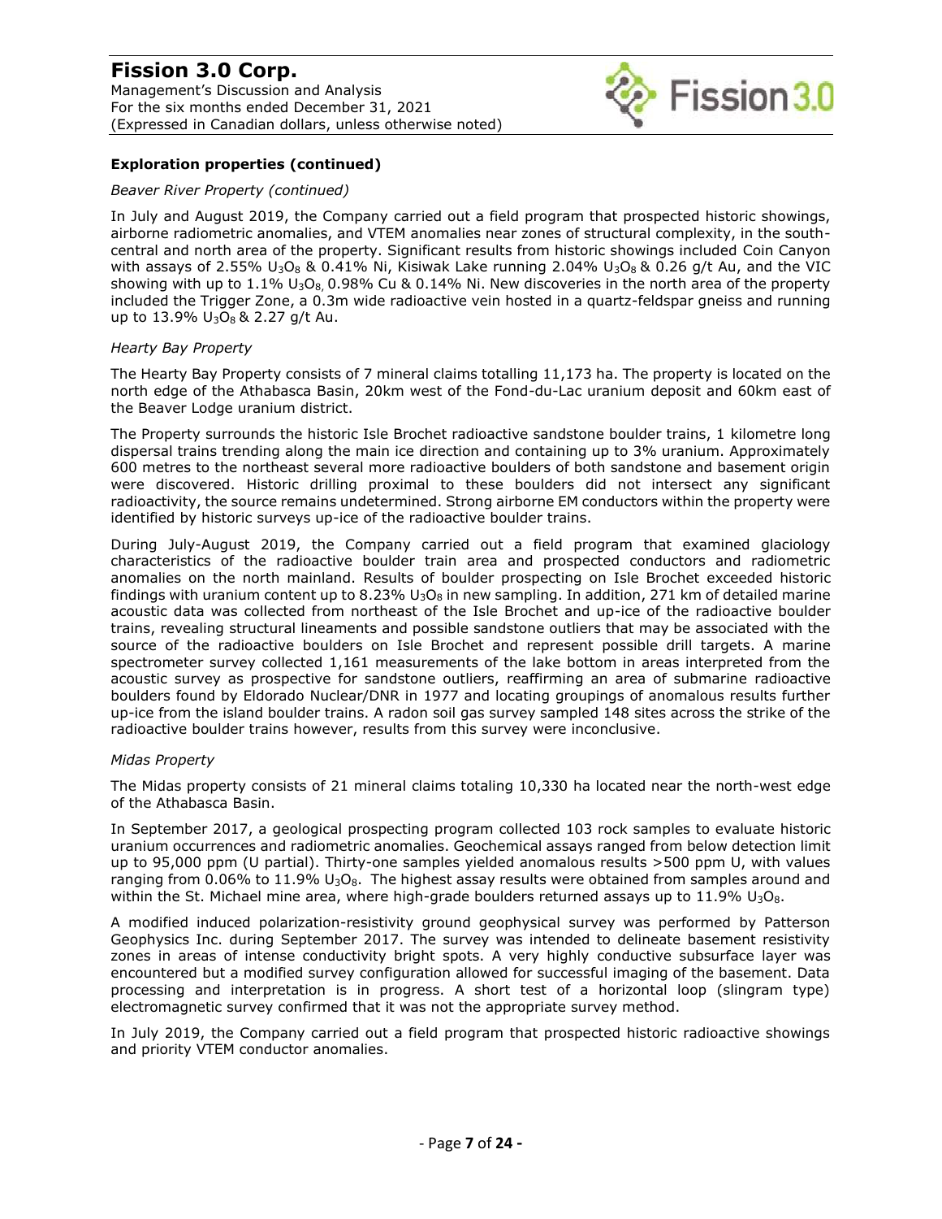**Exploration properties (continued)**

*Beaver River Property (continued)*

In July and August 2019, the Company carried out a field program that prospected historic showings, airborne radiometric anomalies, and VTEM anomalies near zones of structural complexity, in the south-central and north area of the property. Significant results from historic showings included Coin Canyon with assays of 2.55% $U_3O_8$ & 0.41% Ni, Kisiwak Lake running 2.04% $U_3O_8$ & 0.26 g/t Au, and the VIC showing with up to 1.1% $U_3O_8$, 0.98% Cu & 0.14% Ni. New discoveries in the north area of the property included the Trigger Zone, a 0.3m wide radioactive vein hosted in a quartz-feldspar gneiss and running up to 13.9% $U_3O_8$ & 2.27 g/t Au.

*Hearty Bay Property*

The Hearty Bay Property consists of 7 mineral claims totalling 11,173 ha. The property is located on the north edge of the Athabasca Basin, 20km west of the Fond-du-Lac uranium deposit and 60km east of the Beaver Lodge uranium district.

The Property surrounds the historic Isle Brochet radioactive sandstone boulder trains, 1 kilometre long dispersal trains trending along the main ice direction and containing up to 3% uranium. Approximately 600 metres to the northeast several more radioactive boulders of both sandstone and basement origin were discovered. Historic drilling proximal to these boulders did not intersect any significant radioactivity, the source remains undetermined. Strong airborne EM conductors within the property were identified by historic surveys up-ice of the radioactive boulder trains.

During July-August 2019, the Company carried out a field program that examined glaciology characteristics of the radioactive boulder train area and prospected conductors and radiometric anomalies on the north mainland. Results of boulder prospecting on Isle Brochet exceeded historic findings with uranium content up to 8.23% $U_3O_8$ in new sampling. In addition, 271 km of detailed marine acoustic data was collected from northeast of the Isle Brochet and up-ice of the radioactive boulder trains, revealing structural lineaments and possible sandstone outliers that may be associated with the source of the radioactive boulders on Isle Brochet and represent possible drill targets. A marine spectrometer survey collected 1,161 measurements of the lake bottom in areas interpreted from the acoustic survey as prospective for sandstone outliers, reaffirming an area of submarine radioactive boulders found by Eldorado Nuclear/DNR in 1977 and locating groupings of anomalous results further up-ice from the island boulder trains. A radon soil gas survey sampled 148 sites across the strike of the radioactive boulder trains however, results from this survey were inconclusive.

*Midas Property*

The Midas property consists of 21 mineral claims totaling 10,330 ha located near the north-west edge of the Athabasca Basin.

In September 2017, a geological prospecting program collected 103 rock samples to evaluate historic uranium occurrences and radiometric anomalies. Geochemical assays ranged from below detection limit up to 95,000 ppm (U partial). Thirty-one samples yielded anomalous results >500 ppm U, with values ranging from 0.06% to 11.9% $U_3O_8$. The highest assay results were obtained from samples around and within the St. Michael mine area, where high-grade boulders returned assays up to 11.9% $U_3O_8$.

A modified induced polarization-resistivity ground geophysical survey was performed by Patterson Geophysics Inc. during September 2017. The survey was intended to delineate basement resistivity zones in areas of intense conductivity bright spots. A very highly conductive subsurface layer was encountered but a modified survey configuration allowed for successful imaging of the basement. Data processing and interpretation is in progress. A short test of a horizontal loop (slingram type) electromagnetic survey confirmed that it was not the appropriate survey method.

In July 2019, the Company carried out a field program that prospected historic radioactive showings and priority VTEM conductor anomalies.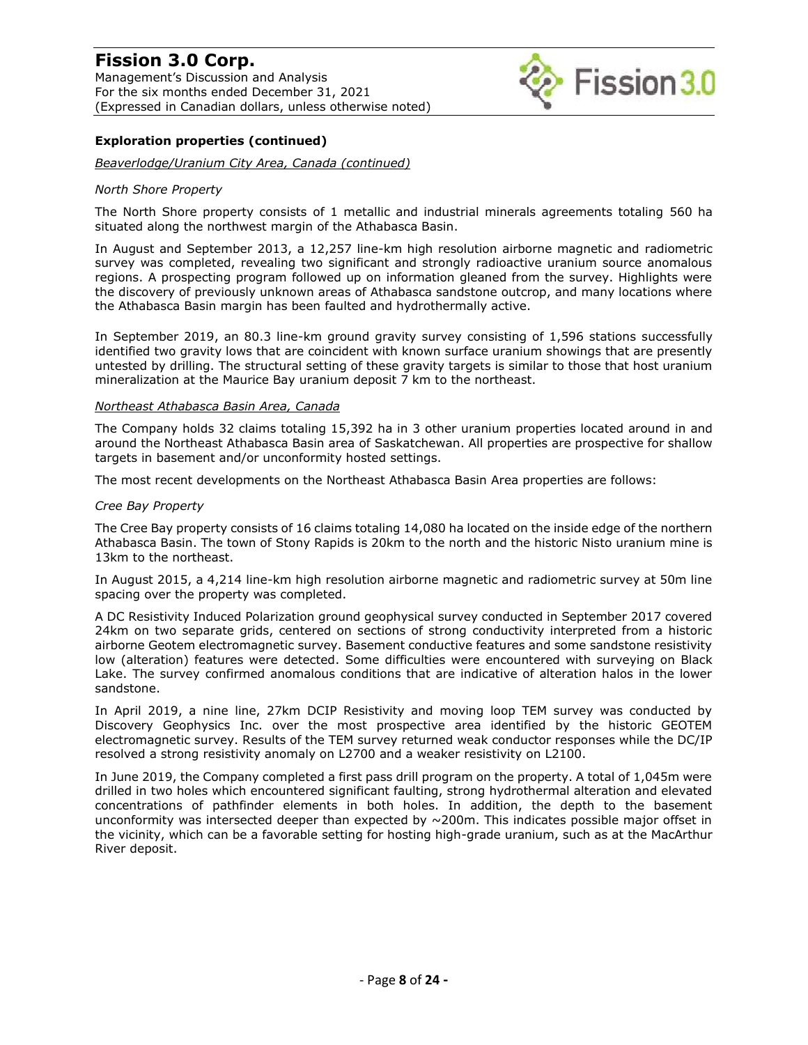**Exploration properties (continued)**

*Beaverlodge/Uranium City Area, Canada (continued)*

*North Shore Property*

The North Shore property consists of 1 metallic and industrial minerals agreements totaling 560 ha situated along the northwest margin of the Athabasca Basin.

In August and September 2013, a 12,257 line-km high resolution airborne magnetic and radiometric survey was completed, revealing two significant and strongly radioactive uranium source anomalous regions. A prospecting program followed up on information gleaned from the survey. Highlights were the discovery of previously unknown areas of Athabasca sandstone outcrop, and many locations where the Athabasca Basin margin has been faulted and hydrothermally active.

In September 2019, an 80.3 line-km ground gravity survey consisting of 1,596 stations successfully identified two gravity lows that are coincident with known surface uranium showings that are presently untested by drilling. The structural setting of these gravity targets is similar to those that host uranium mineralization at the Maurice Bay uranium deposit 7 km to the northeast.

*Northeast Athabasca Basin Area, Canada*

The Company holds 32 claims totaling 15,392 ha in 3 other uranium properties located around in and around the Northeast Athabasca Basin area of Saskatchewan. All properties are prospective for shallow targets in basement and/or unconformity hosted settings.

The most recent developments on the Northeast Athabasca Basin Area properties are follows:

*Cree Bay Property*

The Cree Bay property consists of 16 claims totaling 14,080 ha located on the inside edge of the northern Athabasca Basin. The town of Stony Rapids is 20km to the north and the historic Nisto uranium mine is 13km to the northeast.

In August 2015, a 4,214 line-km high resolution airborne magnetic and radiometric survey at 50m line spacing over the property was completed.

A DC Resistivity Induced Polarization ground geophysical survey conducted in September 2017 covered 24km on two separate grids, centered on sections of strong conductivity interpreted from a historic airborne Geotem electromagnetic survey. Basement conductive features and some sandstone resistivity low (alteration) features were detected. Some difficulties were encountered with surveying on Black Lake. The survey confirmed anomalous conditions that are indicative of alteration halos in the lower sandstone.

In April 2019, a nine line, 27km DCIP Resistivity and moving loop TEM survey was conducted by Discovery Geophysics Inc. over the most prospective area identified by the historic GEOTEM electromagnetic survey. Results of the TEM survey returned weak conductor responses while the DC/IP resolved a strong resistivity anomaly on L2700 and a weaker resistivity on L2100.

In June 2019, the Company completed a first pass drill program on the property. A total of 1,045m were drilled in two holes which encountered significant faulting, strong hydrothermal alteration and elevated concentrations of pathfinder elements in both holes. In addition, the depth to the basement unconformity was intersected deeper than expected by ~200m. This indicates possible major offset in the vicinity, which can be a favorable setting for hosting high-grade uranium, such as at the MacArthur River deposit.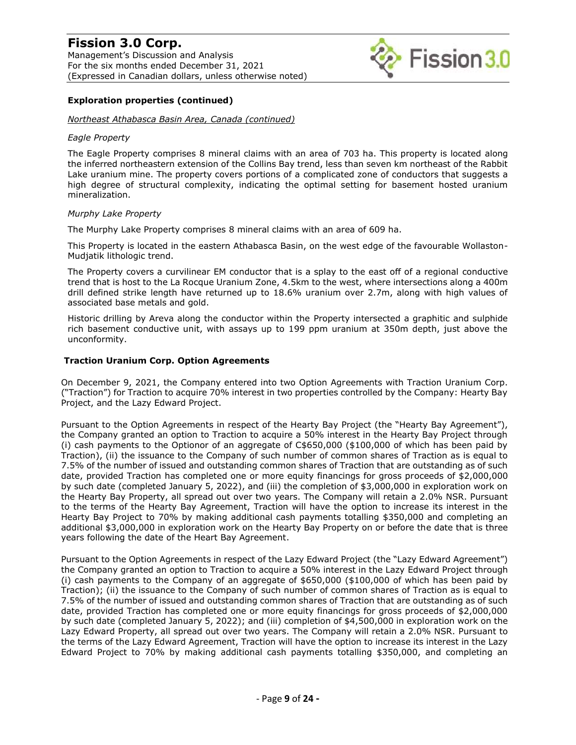**Exploration properties (continued)**

*Northeast Athabasca Basin Area, Canada (continued)*

*Eagle Property*

The Eagle Property comprises 8 mineral claims with an area of 703 ha. This property is located along the inferred northeastern extension of the Collins Bay trend, less than seven km northeast of the Rabbit Lake uranium mine. The property covers portions of a complicated zone of conductors that suggests a high degree of structural complexity, indicating the optimal setting for basement hosted uranium mineralization.

*Murphy Lake Property*

The Murphy Lake Property comprises 8 mineral claims with an area of 609 ha.

This Property is located in the eastern Athabasca Basin, on the west edge of the favourable Wollaston-Mudjatik lithologic trend.

The Property covers a curvilinear EM conductor that is a splay to the east off of a regional conductive trend that is host to the La Rocque Uranium Zone, 4.5km to the west, where intersections along a 400m drill defined strike length have returned up to 18.6% uranium over 2.7m, along with high values of associated base metals and gold.

Historic drilling by Areva along the conductor within the Property intersected a graphitic and sulphide rich basement conductive unit, with assays up to 199 ppm uranium at 350m depth, just above the unconformity.

**Traction Uranium Corp. Option Agreements**

On December 9, 2021, the Company entered into two Option Agreements with Traction Uranium Corp. ("Traction") for Traction to acquire 70% interest in two properties controlled by the Company: Hearty Bay Project, and the Lazy Edward Project.

Pursuant to the Option Agreements in respect of the Hearty Bay Project (the "Hearty Bay Agreement"), the Company granted an option to Traction to acquire a 50% interest in the Hearty Bay Project through (i) cash payments to the Optionor of an aggregate of C$650,000 ($100,000 of which has been paid by Traction), (ii) the issuance to the Company of such number of common shares of Traction as is equal to 7.5% of the number of issued and outstanding common shares of Traction that are outstanding as of such date, provided Traction has completed one or more equity financings for gross proceeds of $2,000,000 by such date (completed January 5, 2022), and (iii) the completion of $3,000,000 in exploration work on the Hearty Bay Property, all spread out over two years. The Company will retain a 2.0% NSR. Pursuant to the terms of the Hearty Bay Agreement, Traction will have the option to increase its interest in the Hearty Bay Project to 70% by making additional cash payments totalling $350,000 and completing an additional $3,000,000 in exploration work on the Hearty Bay Property on or before the date that is three years following the date of the Heart Bay Agreement.

Pursuant to the Option Agreements in respect of the Lazy Edward Project (the "Lazy Edward Agreement") the Company granted an option to Traction to acquire a 50% interest in the Lazy Edward Project through (i) cash payments to the Company of an aggregate of $650,000 ($100,000 of which has been paid by Traction); (ii) the issuance to the Company of such number of common shares of Traction as is equal to 7.5% of the number of issued and outstanding common shares of Traction that are outstanding as of such date, provided Traction has completed one or more equity financings for gross proceeds of $2,000,000 by such date (completed January 5, 2022); and (iii) completion of $4,500,000 in exploration work on the Lazy Edward Property, all spread out over two years. The Company will retain a 2.0% NSR. Pursuant to the terms of the Lazy Edward Agreement, Traction will have the option to increase its interest in the Lazy Edward Project to 70% by making additional cash payments totalling $350,000, and completing an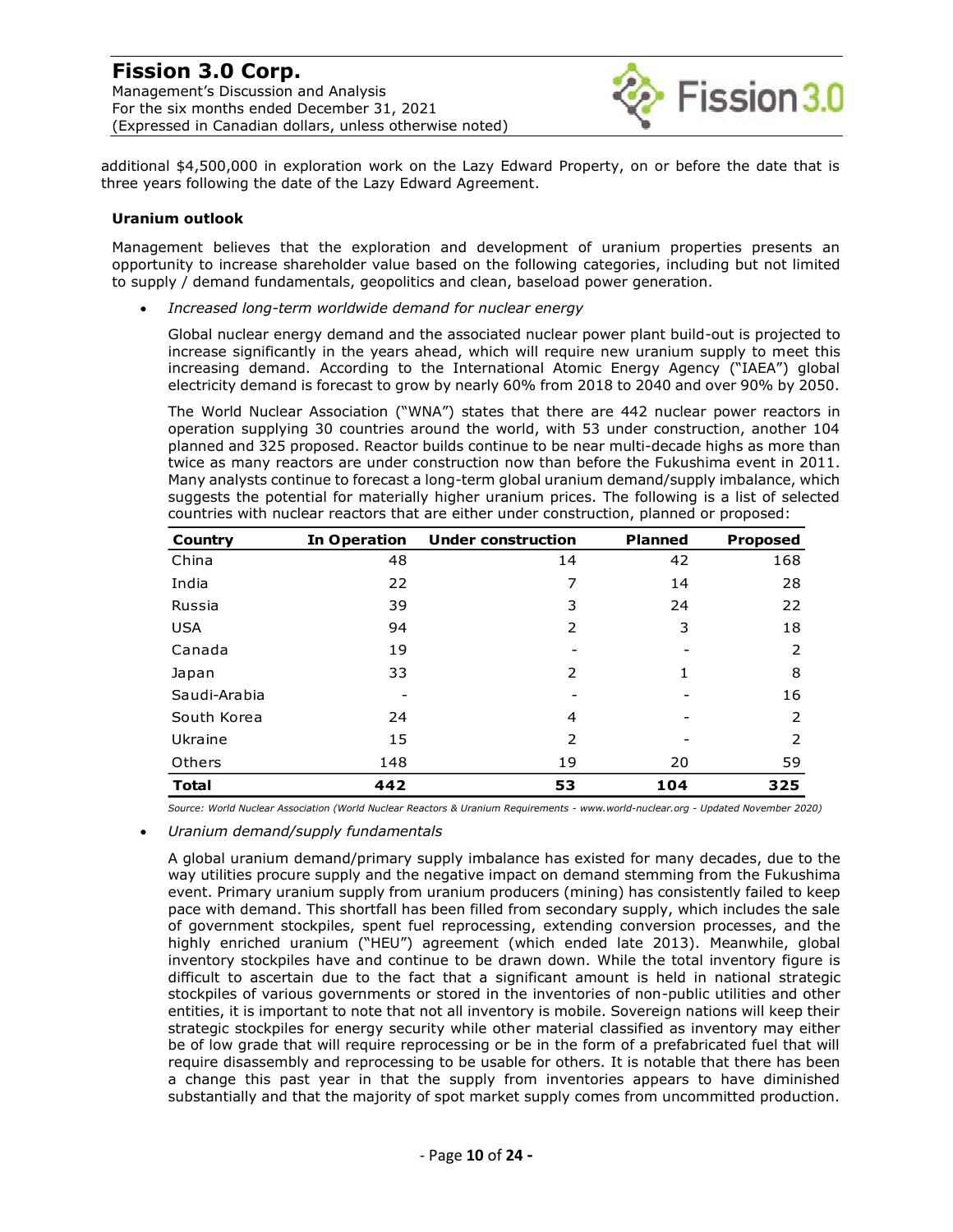additional $4,500,000 in exploration work on the Lazy Edward Property, on or before the date that is three years following the date of the Lazy Edward Agreement.

**Uranium outlook**

Management believes that the exploration and development of uranium properties presents an opportunity to increase shareholder value based on the following categories, including but not limited to supply / demand fundamentals, geopolitics and clean, baseload power generation.

- *Increased long-term worldwide demand for nuclear energy*

  Global nuclear energy demand and the associated nuclear power plant build-out is projected to increase significantly in the years ahead, which will require new uranium supply to meet this increasing demand. According to the International Atomic Energy Agency ("IAEA") global electricity demand is forecast to grow by nearly 60% from 2018 to 2040 and over 90% by 2050.

  The World Nuclear Association ("WNA") states that there are 442 nuclear power reactors in operation supplying 30 countries around the world, with 53 under construction, another 104 planned and 325 proposed. Reactor builds continue to be near multi-decade highs as more than twice as many reactors are under construction now than before the Fukushima event in 2011. Many analysts continue to forecast a long-term global uranium demand/supply imbalance, which suggests the potential for materially higher uranium prices. The following is a list of selected countries with nuclear reactors that are either under construction, planned or proposed:

| Country | In Operation | Under construction | Planned | Proposed |
|---|---|---|---|---|
| China | 48 | 14 | 42 | 168 |
| India | 22 | 7 | 14 | 28 |
| Russia | 39 | 3 | 24 | 22 |
| USA | 94 | 2 | 3 | 18 |
| Canada | 19 | - | - | 2 |
| Japan | 33 | 2 | 1 | 8 |
| Saudi-Arabia | - | - | - | 16 |
| South Korea | 24 | 4 | - | 2 |
| Ukraine | 15 | 2 | - | 2 |
| Others | 148 | 19 | 20 | 59 |
| **Total** | **442** | **53** | **104** | **325** |

  *Source: World Nuclear Association (World Nuclear Reactors & Uranium Requirements - www.world-nuclear.org - Updated November 2020)*

- *Uranium demand/supply fundamentals*

  A global uranium demand/primary supply imbalance has existed for many decades, due to the way utilities procure supply and the negative impact on demand stemming from the Fukushima event. Primary uranium supply from uranium producers (mining) has consistently failed to keep pace with demand. This shortfall has been filled from secondary supply, which includes the sale of government stockpiles, spent fuel reprocessing, extending conversion processes, and the highly enriched uranium ("HEU") agreement (which ended late 2013). Meanwhile, global inventory stockpiles have and continue to be drawn down. While the total inventory figure is difficult to ascertain due to the fact that a significant amount is held in national strategic stockpiles of various governments or stored in the inventories of non-public utilities and other entities, it is important to note that not all inventory is mobile. Sovereign nations will keep their strategic stockpiles for energy security while other material classified as inventory may either be of low grade that will require reprocessing or be in the form of a prefabricated fuel that will require disassembly and reprocessing to be usable for others. It is notable that there has been a change this past year in that the supply from inventories appears to have diminished substantially and that the majority of spot market supply comes from uncommitted production.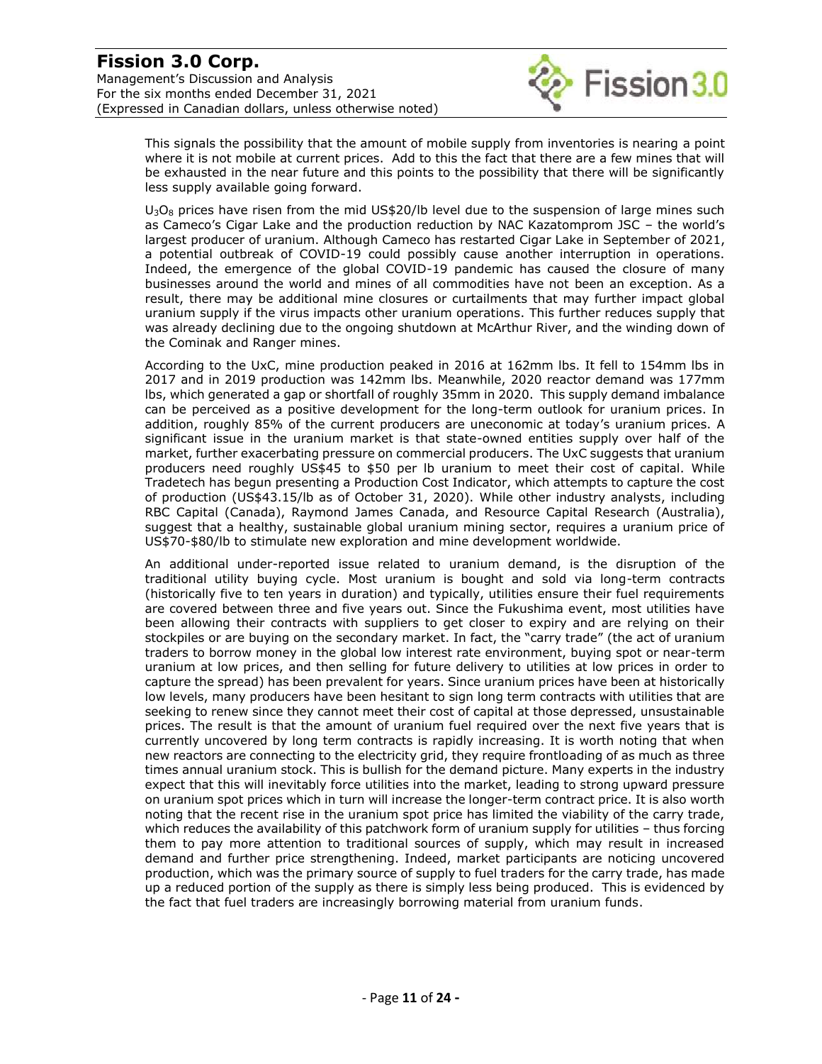This signals the possibility that the amount of mobile supply from inventories is nearing a point where it is not mobile at current prices. Add to this the fact that there are a few mines that will be exhausted in the near future and this points to the possibility that there will be significantly less supply available going forward.

$U_3O_8$ prices have risen from the mid US$20/lb level due to the suspension of large mines such as Cameco's Cigar Lake and the production reduction by NAC Kazatomprom JSC – the world's largest producer of uranium. Although Cameco has restarted Cigar Lake in September of 2021, a potential outbreak of COVID-19 could possibly cause another interruption in operations. Indeed, the emergence of the global COVID-19 pandemic has caused the closure of many businesses around the world and mines of all commodities have not been an exception. As a result, there may be additional mine closures or curtailments that may further impact global uranium supply if the virus impacts other uranium operations. This further reduces supply that was already declining due to the ongoing shutdown at McArthur River, and the winding down of the Cominak and Ranger mines.

According to the UxC, mine production peaked in 2016 at 162mm lbs. It fell to 154mm lbs in 2017 and in 2019 production was 142mm lbs. Meanwhile, 2020 reactor demand was 177mm lbs, which generated a gap or shortfall of roughly 35mm in 2020. This supply demand imbalance can be perceived as a positive development for the long-term outlook for uranium prices. In addition, roughly 85% of the current producers are uneconomic at today's uranium prices. A significant issue in the uranium market is that state-owned entities supply over half of the market, further exacerbating pressure on commercial producers. The UxC suggests that uranium producers need roughly US$45 to $50 per lb uranium to meet their cost of capital. While Tradetech has begun presenting a Production Cost Indicator, which attempts to capture the cost of production (US$43.15/lb as of October 31, 2020). While other industry analysts, including RBC Capital (Canada), Raymond James Canada, and Resource Capital Research (Australia), suggest that a healthy, sustainable global uranium mining sector, requires a uranium price of US$70-$80/lb to stimulate new exploration and mine development worldwide.

An additional under-reported issue related to uranium demand, is the disruption of the traditional utility buying cycle. Most uranium is bought and sold via long-term contracts (historically five to ten years in duration) and typically, utilities ensure their fuel requirements are covered between three and five years out. Since the Fukushima event, most utilities have been allowing their contracts with suppliers to get closer to expiry and are relying on their stockpiles or are buying on the secondary market. In fact, the "carry trade" (the act of uranium traders to borrow money in the global low interest rate environment, buying spot or near-term uranium at low prices, and then selling for future delivery to utilities at low prices in order to capture the spread) has been prevalent for years. Since uranium prices have been at historically low levels, many producers have been hesitant to sign long term contracts with utilities that are seeking to renew since they cannot meet their cost of capital at those depressed, unsustainable prices. The result is that the amount of uranium fuel required over the next five years that is currently uncovered by long term contracts is rapidly increasing. It is worth noting that when new reactors are connecting to the electricity grid, they require frontloading of as much as three times annual uranium stock. This is bullish for the demand picture. Many experts in the industry expect that this will inevitably force utilities into the market, leading to strong upward pressure on uranium spot prices which in turn will increase the longer-term contract price. It is also worth noting that the recent rise in the uranium spot price has limited the viability of the carry trade, which reduces the availability of this patchwork form of uranium supply for utilities – thus forcing them to pay more attention to traditional sources of supply, which may result in increased demand and further price strengthening. Indeed, market participants are noticing uncovered production, which was the primary source of supply to fuel traders for the carry trade, has made up a reduced portion of the supply as there is simply less being produced. This is evidenced by the fact that fuel traders are increasingly borrowing material from uranium funds.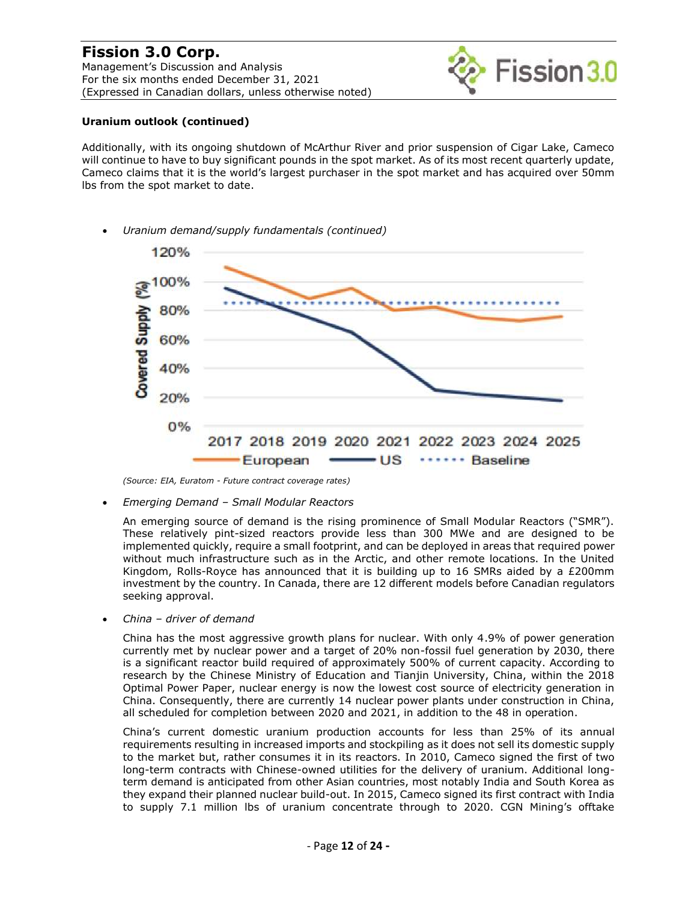**Uranium outlook (continued)**

Additionally, with its ongoing shutdown of McArthur River and prior suspension of Cigar Lake, Cameco will continue to have to buy significant pounds in the spot market. As of its most recent quarterly update, Cameco claims that it is the world's largest purchaser in the spot market and has acquired over 50mm lbs from the spot market to date.

- *Uranium demand/supply fundamentals (continued)*

*(Source: EIA, Euratom - Future contract coverage rates)*

- *Emerging Demand – Small Modular Reactors*

  An emerging source of demand is the rising prominence of Small Modular Reactors ("SMR"). These relatively pint-sized reactors provide less than 300 MWe and are designed to be implemented quickly, require a small footprint, and can be deployed in areas that required power without much infrastructure such as in the Arctic, and other remote locations. In the United Kingdom, Rolls-Royce has announced that it is building up to 16 SMRs aided by a £200mm investment by the country. In Canada, there are 12 different models before Canadian regulators seeking approval.

- *China – driver of demand*

  China has the most aggressive growth plans for nuclear. With only 4.9% of power generation currently met by nuclear power and a target of 20% non-fossil fuel generation by 2030, there is a significant reactor build required of approximately 500% of current capacity. According to research by the Chinese Ministry of Education and Tianjin University, China, within the 2018 Optimal Power Paper, nuclear energy is now the lowest cost source of electricity generation in China. Consequently, there are currently 14 nuclear power plants under construction in China, all scheduled for completion between 2020 and 2021, in addition to the 48 in operation.

  China's current domestic uranium production accounts for less than 25% of its annual requirements resulting in increased imports and stockpiling as it does not sell its domestic supply to the market but, rather consumes it in its reactors. In 2010, Cameco signed the first of two long-term contracts with Chinese-owned utilities for the delivery of uranium. Additional long-term demand is anticipated from other Asian countries, most notably India and South Korea as they expand their planned nuclear build-out. In 2015, Cameco signed its first contract with India to supply 7.1 million lbs of uranium concentrate through to 2020. CGN Mining's offtake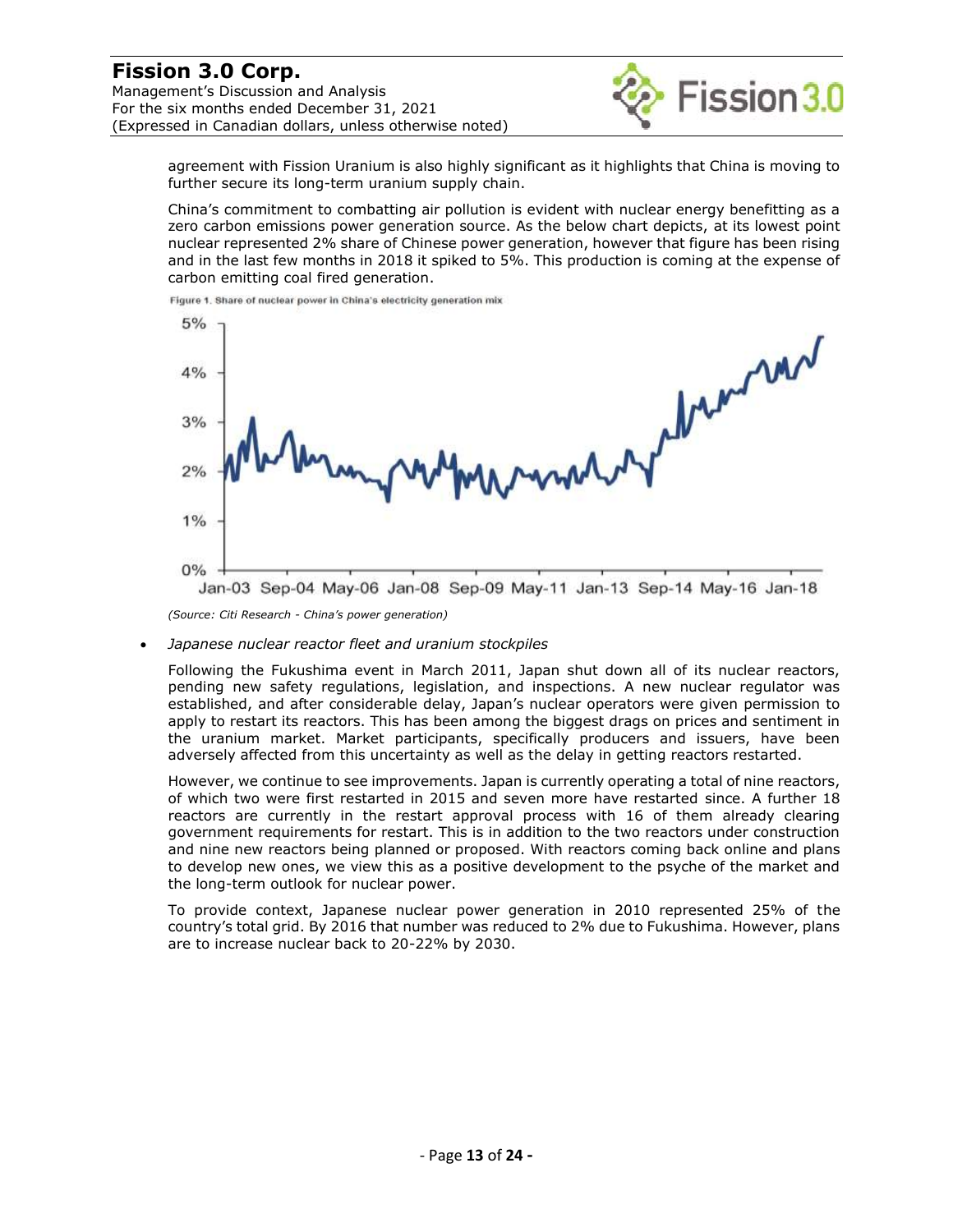agreement with Fission Uranium is also highly significant as it highlights that China is moving to further secure its long-term uranium supply chain.

China's commitment to combatting air pollution is evident with nuclear energy benefitting as a zero carbon emissions power generation source. As the below chart depicts, at its lowest point nuclear represented 2% share of Chinese power generation, however that figure has been rising and in the last few months in 2018 it spiked to 5%. This production is coming at the expense of carbon emitting coal fired generation.

Figure 1. Share of nuclear power in China's electricity generation mix

*(Source: Citi Research - China's power generation)*

- *Japanese nuclear reactor fleet and uranium stockpiles*

  Following the Fukushima event in March 2011, Japan shut down all of its nuclear reactors, pending new safety regulations, legislation, and inspections. A new nuclear regulator was established, and after considerable delay, Japan's nuclear operators were given permission to apply to restart its reactors. This has been among the biggest drags on prices and sentiment in the uranium market. Market participants, specifically producers and issuers, have been adversely affected from this uncertainty as well as the delay in getting reactors restarted.

  However, we continue to see improvements. Japan is currently operating a total of nine reactors, of which two were first restarted in 2015 and seven more have restarted since. A further 18 reactors are currently in the restart approval process with 16 of them already clearing government requirements for restart. This is in addition to the two reactors under construction and nine new reactors being planned or proposed. With reactors coming back online and plans to develop new ones, we view this as a positive development to the psyche of the market and the long-term outlook for nuclear power.

  To provide context, Japanese nuclear power generation in 2010 represented 25% of the country's total grid. By 2016 that number was reduced to 2% due to Fukushima. However, plans are to increase nuclear back to 20-22% by 2030.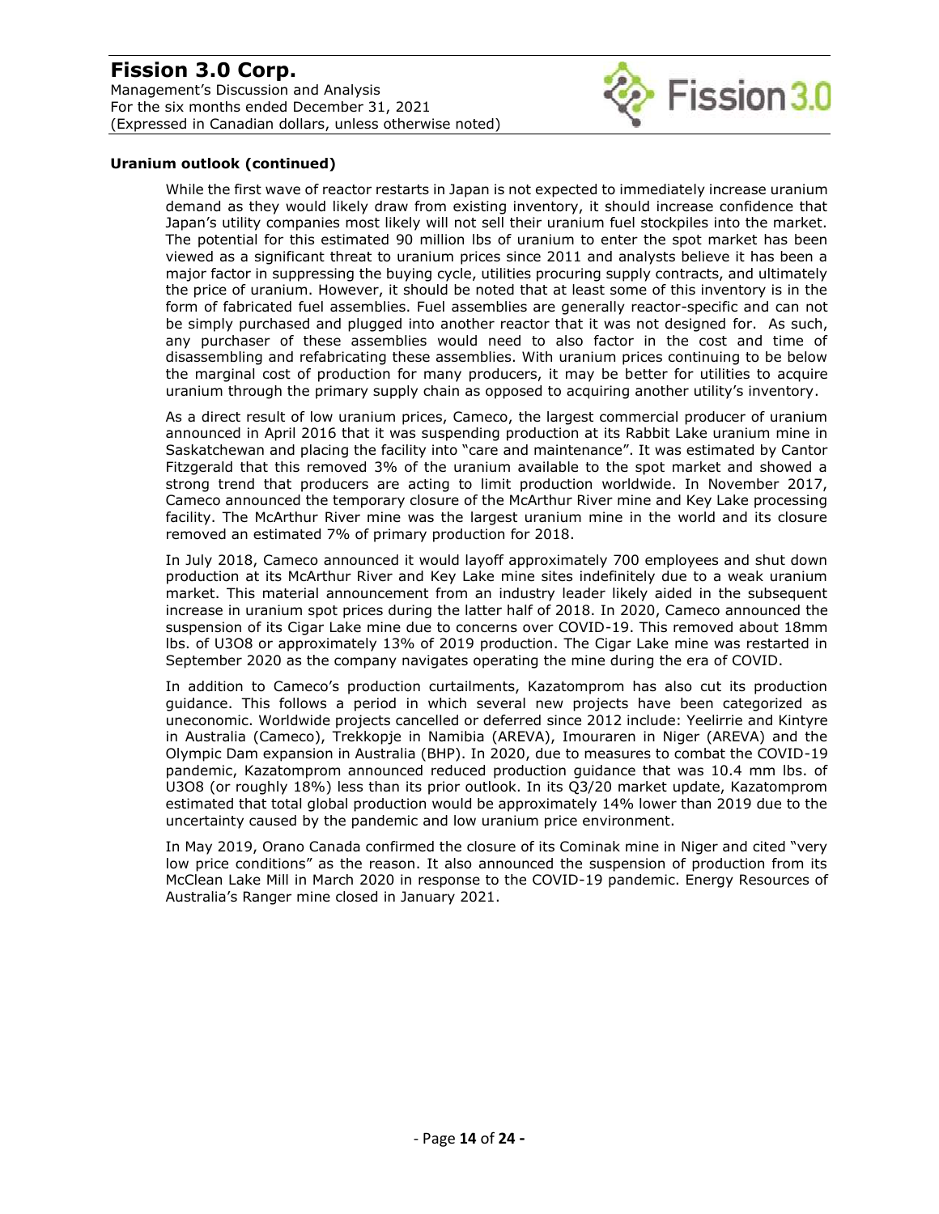**Uranium outlook (continued)**

While the first wave of reactor restarts in Japan is not expected to immediately increase uranium demand as they would likely draw from existing inventory, it should increase confidence that Japan's utility companies most likely will not sell their uranium fuel stockpiles into the market. The potential for this estimated 90 million lbs of uranium to enter the spot market has been viewed as a significant threat to uranium prices since 2011 and analysts believe it has been a major factor in suppressing the buying cycle, utilities procuring supply contracts, and ultimately the price of uranium. However, it should be noted that at least some of this inventory is in the form of fabricated fuel assemblies. Fuel assemblies are generally reactor-specific and can not be simply purchased and plugged into another reactor that it was not designed for. As such, any purchaser of these assemblies would need to also factor in the cost and time of disassembling and refabricating these assemblies. With uranium prices continuing to be below the marginal cost of production for many producers, it may be better for utilities to acquire uranium through the primary supply chain as opposed to acquiring another utility's inventory.

As a direct result of low uranium prices, Cameco, the largest commercial producer of uranium announced in April 2016 that it was suspending production at its Rabbit Lake uranium mine in Saskatchewan and placing the facility into "care and maintenance". It was estimated by Cantor Fitzgerald that this removed 3% of the uranium available to the spot market and showed a strong trend that producers are acting to limit production worldwide. In November 2017, Cameco announced the temporary closure of the McArthur River mine and Key Lake processing facility. The McArthur River mine was the largest uranium mine in the world and its closure removed an estimated 7% of primary production for 2018.

In July 2018, Cameco announced it would layoff approximately 700 employees and shut down production at its McArthur River and Key Lake mine sites indefinitely due to a weak uranium market. This material announcement from an industry leader likely aided in the subsequent increase in uranium spot prices during the latter half of 2018. In 2020, Cameco announced the suspension of its Cigar Lake mine due to concerns over COVID-19. This removed about 18mm lbs. of $U_3O_8$ or approximately 13% of 2019 production. The Cigar Lake mine was restarted in September 2020 as the company navigates operating the mine during the era of COVID.

In addition to Cameco's production curtailments, Kazatomprom has also cut its production guidance. This follows a period in which several new projects have been categorized as uneconomic. Worldwide projects cancelled or deferred since 2012 include: Yeelirrie and Kintyre in Australia (Cameco), Trekkopje in Namibia (AREVA), Imouraren in Niger (AREVA) and the Olympic Dam expansion in Australia (BHP). In 2020, due to measures to combat the COVID-19 pandemic, Kazatomprom announced reduced production guidance that was 10.4 mm lbs. of $U_3O_8$ (or roughly 18%) less than its prior outlook. In its Q3/20 market update, Kazatomprom estimated that total global production would be approximately 14% lower than 2019 due to the uncertainty caused by the pandemic and low uranium price environment.

In May 2019, Orano Canada confirmed the closure of its Cominak mine in Niger and cited "very low price conditions" as the reason. It also announced the suspension of production from its McClean Lake Mill in March 2020 in response to the COVID-19 pandemic. Energy Resources of Australia's Ranger mine closed in January 2021.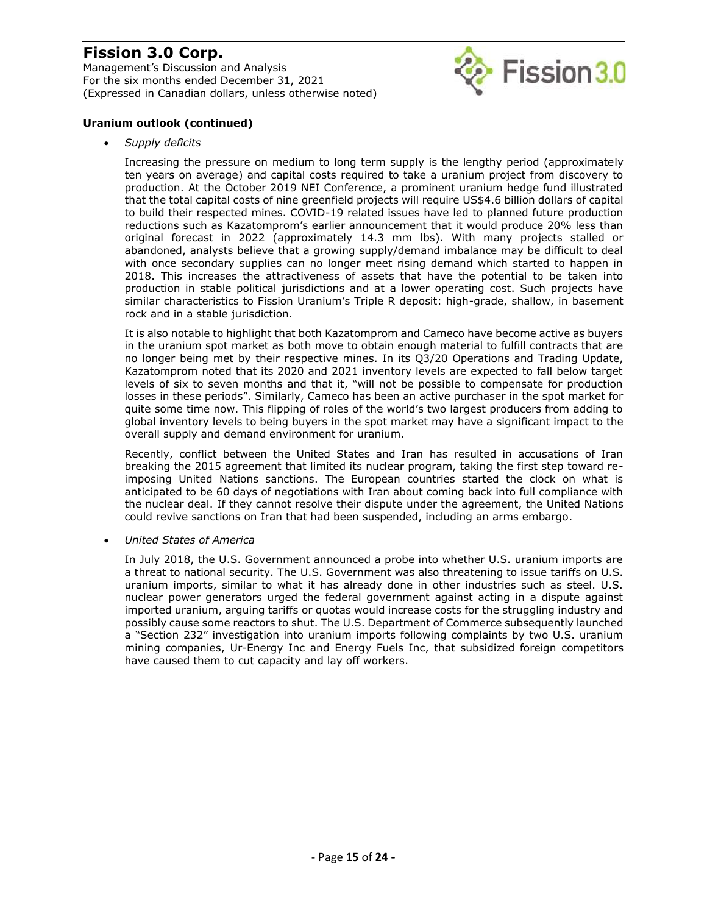**Uranium outlook (continued)**

- *Supply deficits*

  Increasing the pressure on medium to long term supply is the lengthy period (approximately ten years on average) and capital costs required to take a uranium project from discovery to production. At the October 2019 NEI Conference, a prominent uranium hedge fund illustrated that the total capital costs of nine greenfield projects will require US$4.6 billion dollars of capital to build their respected mines. COVID-19 related issues have led to planned future production reductions such as Kazatomprom's earlier announcement that it would produce 20% less than original forecast in 2022 (approximately 14.3 mm lbs). With many projects stalled or abandoned, analysts believe that a growing supply/demand imbalance may be difficult to deal with once secondary supplies can no longer meet rising demand which started to happen in 2018. This increases the attractiveness of assets that have the potential to be taken into production in stable political jurisdictions and at a lower operating cost. Such projects have similar characteristics to Fission Uranium's Triple R deposit: high-grade, shallow, in basement rock and in a stable jurisdiction.

  It is also notable to highlight that both Kazatomprom and Cameco have become active as buyers in the uranium spot market as both move to obtain enough material to fulfill contracts that are no longer being met by their respective mines. In its Q3/20 Operations and Trading Update, Kazatomprom noted that its 2020 and 2021 inventory levels are expected to fall below target levels of six to seven months and that it, "will not be possible to compensate for production losses in these periods". Similarly, Cameco has been an active purchaser in the spot market for quite some time now. This flipping of roles of the world's two largest producers from adding to global inventory levels to being buyers in the spot market may have a significant impact to the overall supply and demand environment for uranium.

  Recently, conflict between the United States and Iran has resulted in accusations of Iran breaking the 2015 agreement that limited its nuclear program, taking the first step toward re-imposing United Nations sanctions. The European countries started the clock on what is anticipated to be 60 days of negotiations with Iran about coming back into full compliance with the nuclear deal. If they cannot resolve their dispute under the agreement, the United Nations could revive sanctions on Iran that had been suspended, including an arms embargo.

- *United States of America*

  In July 2018, the U.S. Government announced a probe into whether U.S. uranium imports are a threat to national security. The U.S. Government was also threatening to issue tariffs on U.S. uranium imports, similar to what it has already done in other industries such as steel. U.S. nuclear power generators urged the federal government against acting in a dispute against imported uranium, arguing tariffs or quotas would increase costs for the struggling industry and possibly cause some reactors to shut. The U.S. Department of Commerce subsequently launched a "Section 232" investigation into uranium imports following complaints by two U.S. uranium mining companies, Ur-Energy Inc and Energy Fuels Inc, that subsidized foreign competitors have caused them to cut capacity and lay off workers.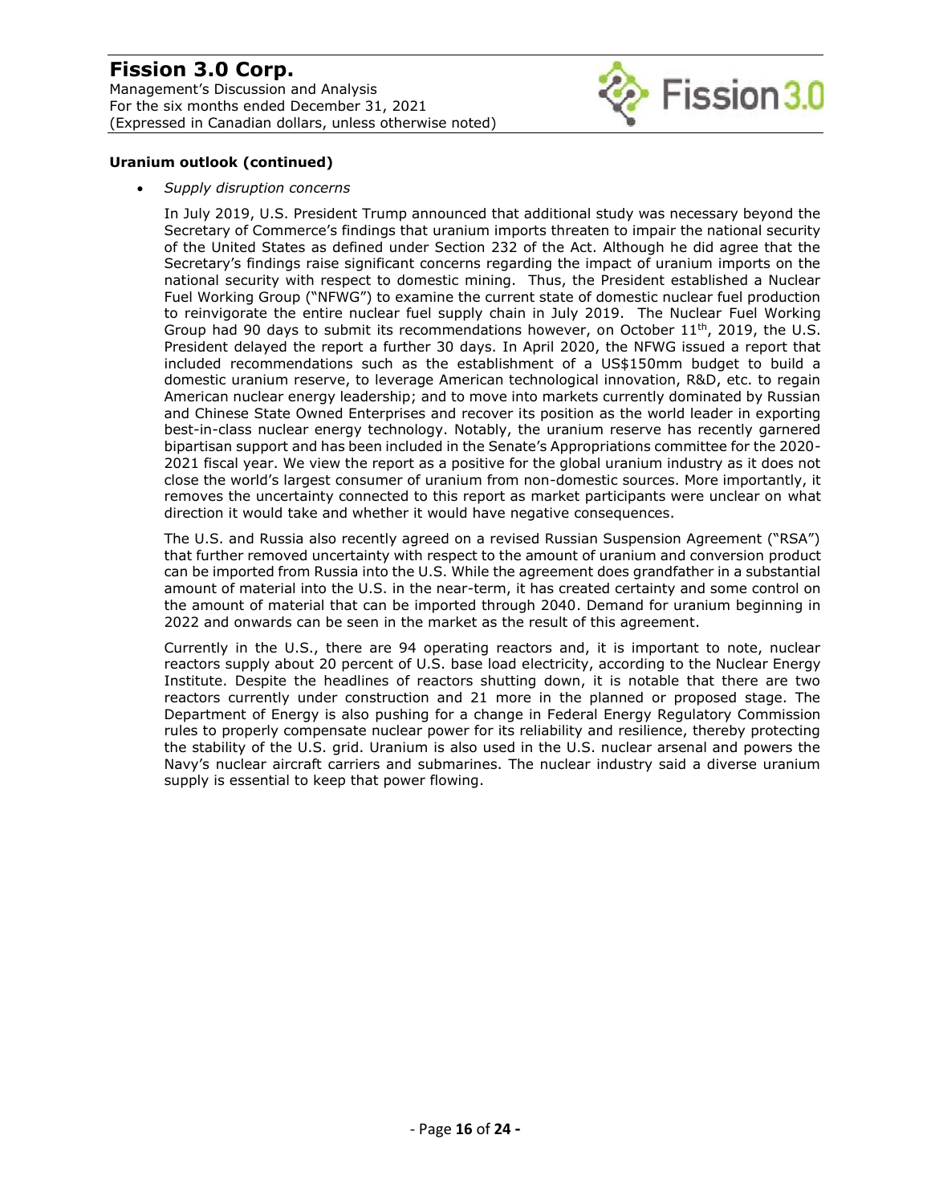**Uranium outlook (continued)**

- *Supply disruption concerns*

  In July 2019, U.S. President Trump announced that additional study was necessary beyond the Secretary of Commerce's findings that uranium imports threaten to impair the national security of the United States as defined under Section 232 of the Act. Although he did agree that the Secretary's findings raise significant concerns regarding the impact of uranium imports on the national security with respect to domestic mining. Thus, the President established a Nuclear Fuel Working Group ("NFWG") to examine the current state of domestic nuclear fuel production to reinvigorate the entire nuclear fuel supply chain in July 2019. The Nuclear Fuel Working Group had 90 days to submit its recommendations however, on October 11th, 2019, the U.S. President delayed the report a further 30 days. In April 2020, the NFWG issued a report that included recommendations such as the establishment of a US$150mm budget to build a domestic uranium reserve, to leverage American technological innovation, R&D, etc. to regain American nuclear energy leadership; and to move into markets currently dominated by Russian and Chinese State Owned Enterprises and recover its position as the world leader in exporting best-in-class nuclear energy technology. Notably, the uranium reserve has recently garnered bipartisan support and has been included in the Senate's Appropriations committee for the 2020-2021 fiscal year. We view the report as a positive for the global uranium industry as it does not close the world's largest consumer of uranium from non-domestic sources. More importantly, it removes the uncertainty connected to this report as market participants were unclear on what direction it would take and whether it would have negative consequences.

  The U.S. and Russia also recently agreed on a revised Russian Suspension Agreement ("RSA") that further removed uncertainty with respect to the amount of uranium and conversion product can be imported from Russia into the U.S. While the agreement does grandfather in a substantial amount of material into the U.S. in the near-term, it has created certainty and some control on the amount of material that can be imported through 2040. Demand for uranium beginning in 2022 and onwards can be seen in the market as the result of this agreement.

  Currently in the U.S., there are 94 operating reactors and, it is important to note, nuclear reactors supply about 20 percent of U.S. base load electricity, according to the Nuclear Energy Institute. Despite the headlines of reactors shutting down, it is notable that there are two reactors currently under construction and 21 more in the planned or proposed stage. The Department of Energy is also pushing for a change in Federal Energy Regulatory Commission rules to properly compensate nuclear power for its reliability and resilience, thereby protecting the stability of the U.S. grid. Uranium is also used in the U.S. nuclear arsenal and powers the Navy's nuclear aircraft carriers and submarines. The nuclear industry said a diverse uranium supply is essential to keep that power flowing.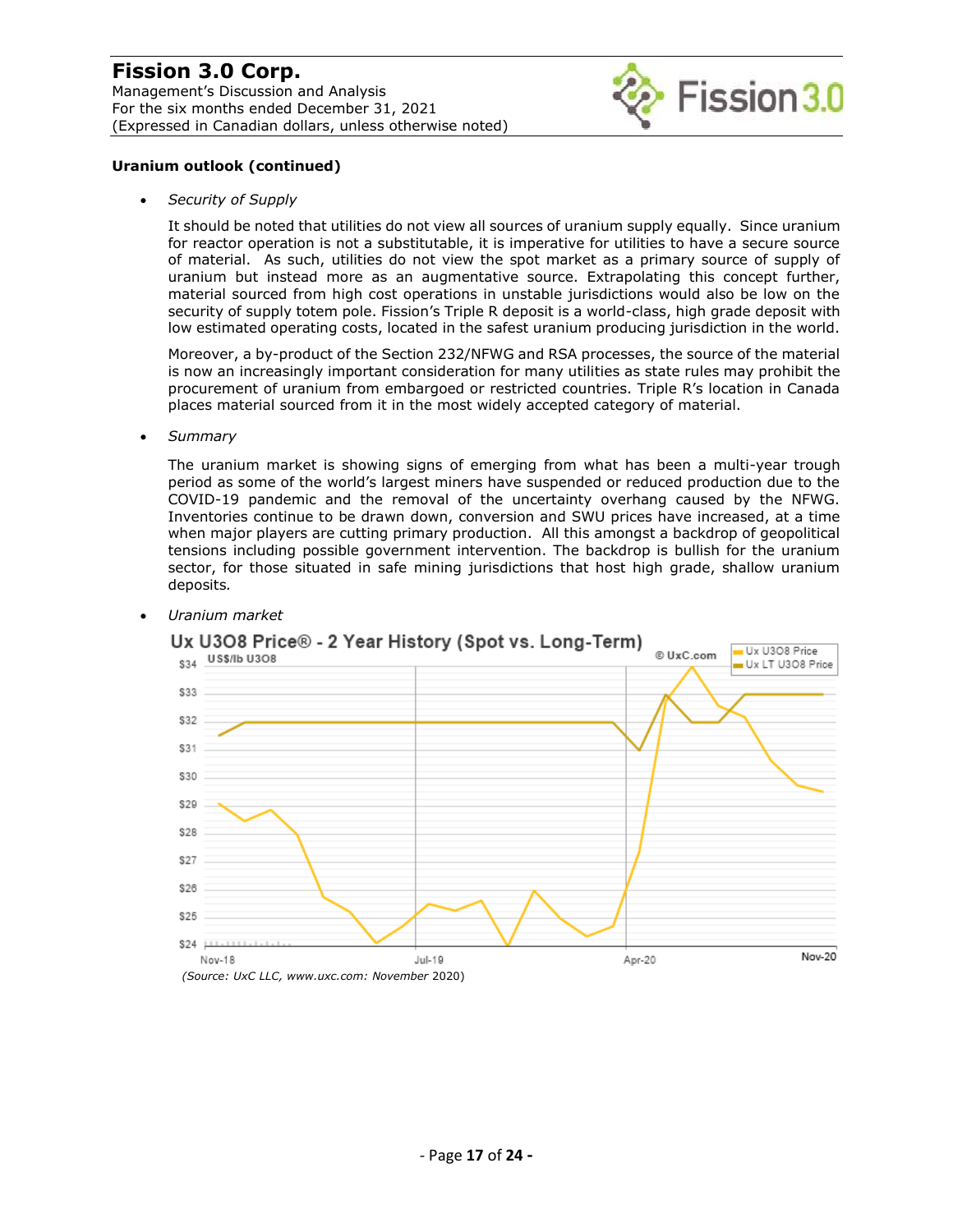**Uranium outlook (continued)**

- *Security of Supply*

  It should be noted that utilities do not view all sources of uranium supply equally. Since uranium for reactor operation is not a substitutable, it is imperative for utilities to have a secure source of material. As such, utilities do not view the spot market as a primary source of supply of uranium but instead more as an augmentative source. Extrapolating this concept further, material sourced from high cost operations in unstable jurisdictions would also be low on the security of supply totem pole. Fission's Triple R deposit is a world-class, high grade deposit with low estimated operating costs, located in the safest uranium producing jurisdiction in the world.

  Moreover, a by-product of the Section 232/NFWG and RSA processes, the source of the material is now an increasingly important consideration for many utilities as state rules may prohibit the procurement of uranium from embargoed or restricted countries. Triple R's location in Canada places material sourced from it in the most widely accepted category of material.

- *Summary*

  The uranium market is showing signs of emerging from what has been a multi-year trough period as some of the world's largest miners have suspended or reduced production due to the COVID-19 pandemic and the removal of the uncertainty overhang caused by the NFWG. Inventories continue to be drawn down, conversion and SWU prices have increased, at a time when major players are cutting primary production. All this amongst a backdrop of geopolitical tensions including possible government intervention. The backdrop is bullish for the uranium sector, for those situated in safe mining jurisdictions that host high grade, shallow uranium deposits.

- *Uranium market*

*(Source: UxC LLC, www.uxc.com: November* 2020)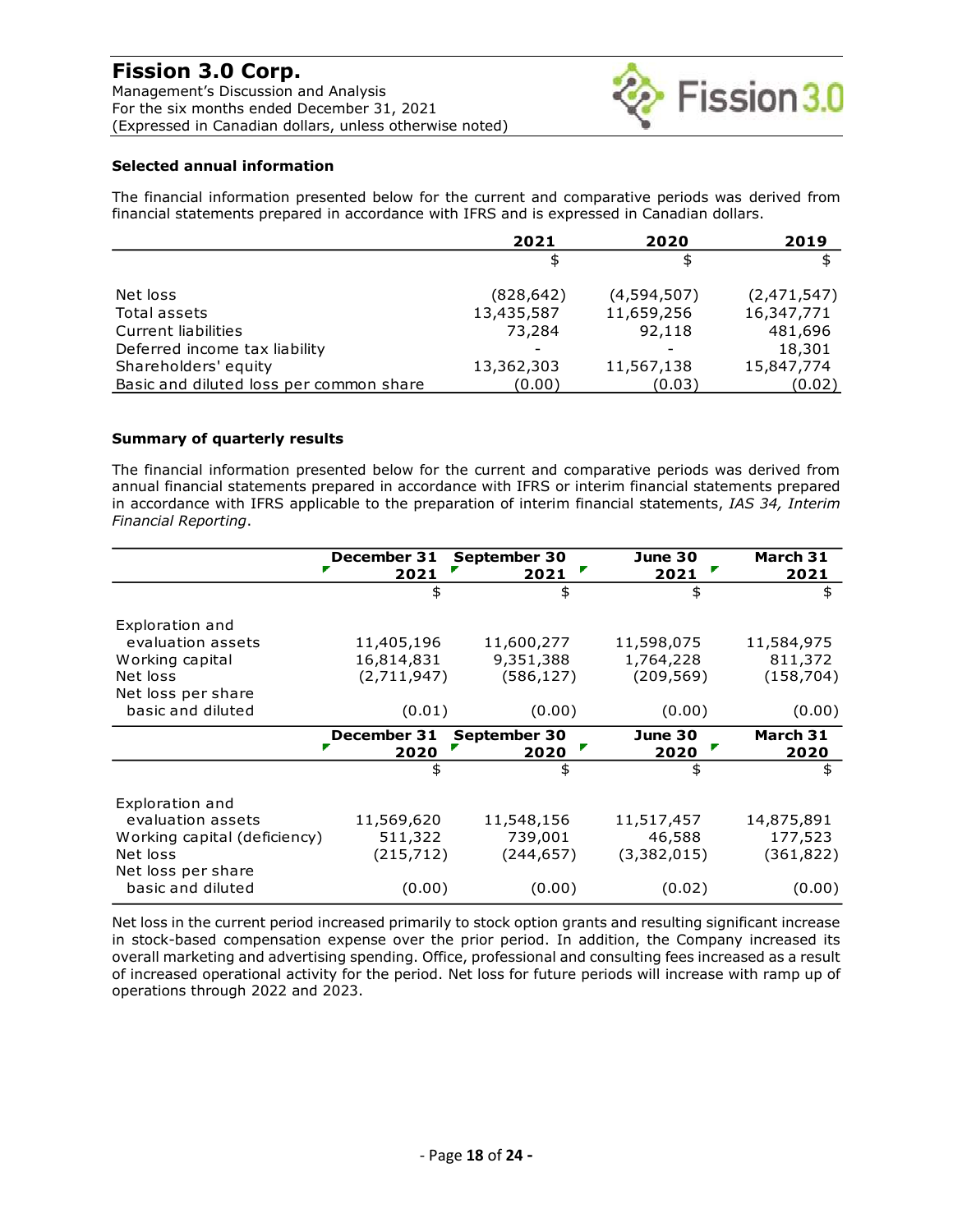### Selected annual information

The financial information presented below for the current and comparative periods was derived from financial statements prepared in accordance with IFRS and is expressed in Canadian dollars.

| | 2021 | 2020 | 2019 |
|---|---|---|---|
| | $ | $ | $ |
| Net loss | (828,642) | (4,594,507) | (2,471,547) |
| Total assets | 13,435,587 | 11,659,256 | 16,347,771 |
| Current liabilities | 73,284 | 92,118 | 481,696 |
| Deferred income tax liability | - | - | 18,301 |
| Shareholders' equity | 13,362,303 | 11,567,138 | 15,847,774 |
| Basic and diluted loss per common share | (0.00) | (0.03) | (0.02) |

### Summary of quarterly results

The financial information presented below for the current and comparative periods was derived from annual financial statements prepared in accordance with IFRS or interim financial statements prepared in accordance with IFRS applicable to the preparation of interim financial statements, *IAS 34, Interim Financial Reporting*.

| | December 31 2021 | September 30 2021 | June 30 2021 | March 31 2021 |
|---|---|---|---|---|
| | $ | $ | $ | $ |
| Exploration and evaluation assets | 11,405,196 | 11,600,277 | 11,598,075 | 11,584,975 |
| Working capital | 16,814,831 | 9,351,388 | 1,764,228 | 811,372 |
| Net loss | (2,711,947) | (586,127) | (209,569) | (158,704) |
| Net loss per share basic and diluted | (0.01) | (0.00) | (0.00) | (0.00) |

| | December 31 2020 | September 30 2020 | June 30 2020 | March 31 2020 |
|---|---|---|---|---|
| | $ | $ | $ | $ |
| Exploration and evaluation assets | 11,569,620 | 11,548,156 | 11,517,457 | 14,875,891 |
| Working capital (deficiency) | 511,322 | 739,001 | 46,588 | 177,523 |
| Net loss | (215,712) | (244,657) | (3,382,015) | (361,822) |
| Net loss per share basic and diluted | (0.00) | (0.00) | (0.02) | (0.00) |

Net loss in the current period increased primarily to stock option grants and resulting significant increase in stock-based compensation expense over the prior period. In addition, the Company increased its overall marketing and advertising spending. Office, professional and consulting fees increased as a result of increased operational activity for the period. Net loss for future periods will increase with ramp up of operations through 2022 and 2023.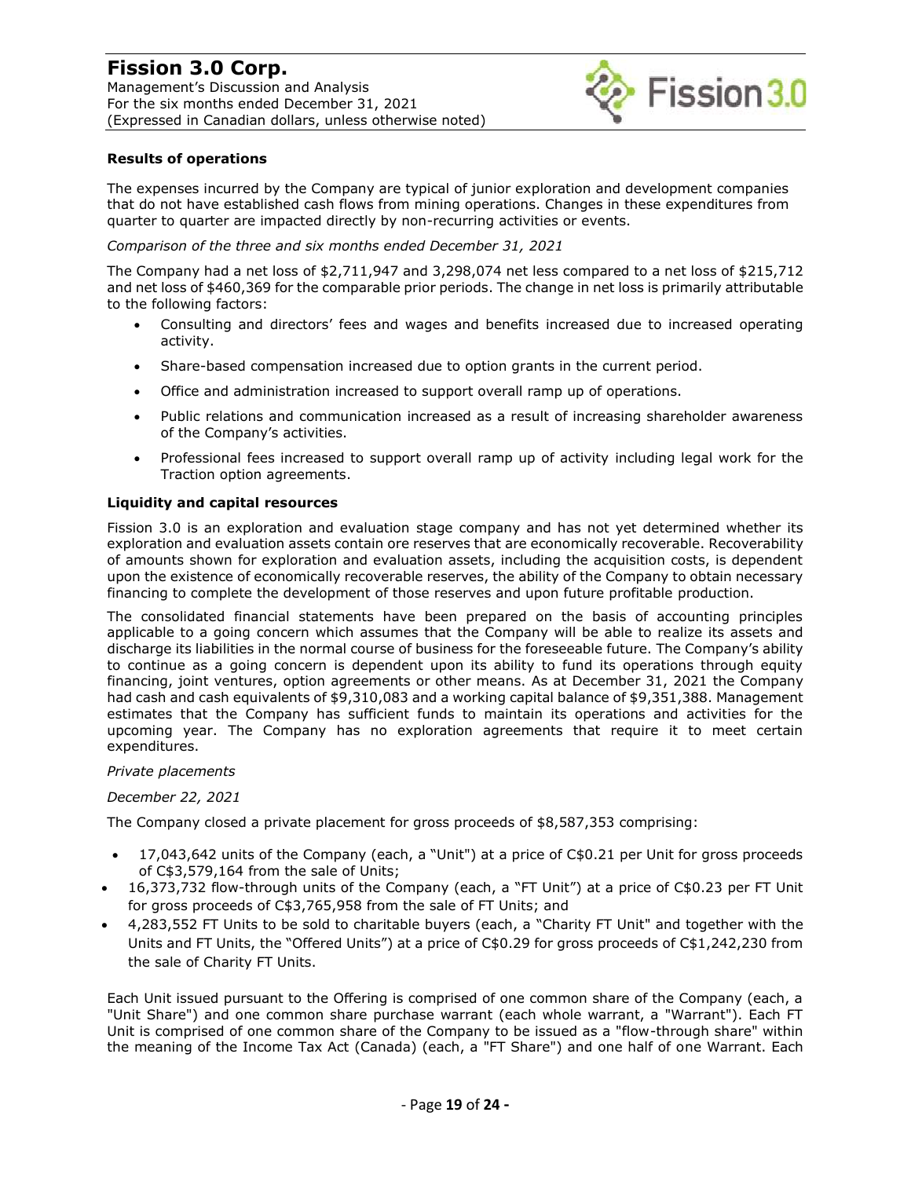**Results of operations**

The expenses incurred by the Company are typical of junior exploration and development companies that do not have established cash flows from mining operations. Changes in these expenditures from quarter to quarter are impacted directly by non-recurring activities or events.

*Comparison of the three and six months ended December 31, 2021*

The Company had a net loss of $2,711,947 and 3,298,074 net less compared to a net loss of $215,712 and net loss of $460,369 for the comparable prior periods. The change in net loss is primarily attributable to the following factors:

- Consulting and directors' fees and wages and benefits increased due to increased operating activity.
- Share-based compensation increased due to option grants in the current period.
- Office and administration increased to support overall ramp up of operations.
- Public relations and communication increased as a result of increasing shareholder awareness of the Company's activities.
- Professional fees increased to support overall ramp up of activity including legal work for the Traction option agreements.

**Liquidity and capital resources**

Fission 3.0 is an exploration and evaluation stage company and has not yet determined whether its exploration and evaluation assets contain ore reserves that are economically recoverable. Recoverability of amounts shown for exploration and evaluation assets, including the acquisition costs, is dependent upon the existence of economically recoverable reserves, the ability of the Company to obtain necessary financing to complete the development of those reserves and upon future profitable production.

The consolidated financial statements have been prepared on the basis of accounting principles applicable to a going concern which assumes that the Company will be able to realize its assets and discharge its liabilities in the normal course of business for the foreseeable future. The Company's ability to continue as a going concern is dependent upon its ability to fund its operations through equity financing, joint ventures, option agreements or other means. As at December 31, 2021 the Company had cash and cash equivalents of $9,310,083 and a working capital balance of $9,351,388. Management estimates that the Company has sufficient funds to maintain its operations and activities for the upcoming year. The Company has no exploration agreements that require it to meet certain expenditures.

*Private placements*

*December 22, 2021*

The Company closed a private placement for gross proceeds of $8,587,353 comprising:

- 17,043,642 units of the Company (each, a "Unit") at a price of C$0.21 per Unit for gross proceeds of C$3,579,164 from the sale of Units;
- 16,373,732 flow-through units of the Company (each, a "FT Unit") at a price of C$0.23 per FT Unit for gross proceeds of C$3,765,958 from the sale of FT Units; and
- 4,283,552 FT Units to be sold to charitable buyers (each, a "Charity FT Unit" and together with the Units and FT Units, the "Offered Units") at a price of C$0.29 for gross proceeds of C$1,242,230 from the sale of Charity FT Units.

Each Unit issued pursuant to the Offering is comprised of one common share of the Company (each, a "Unit Share") and one common share purchase warrant (each whole warrant, a "Warrant"). Each FT Unit is comprised of one common share of the Company to be issued as a "flow-through share" within the meaning of the Income Tax Act (Canada) (each, a "FT Share") and one half of one Warrant. Each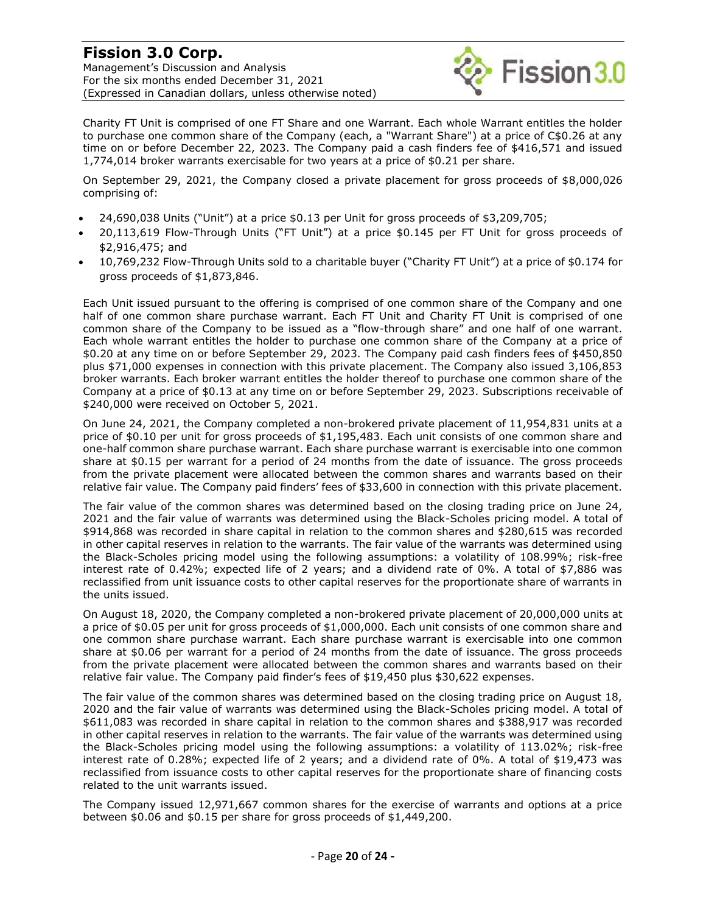Charity FT Unit is comprised of one FT Share and one Warrant. Each whole Warrant entitles the holder to purchase one common share of the Company (each, a "Warrant Share") at a price of C$0.26 at any time on or before December 22, 2023. The Company paid a cash finders fee of $416,571 and issued 1,774,014 broker warrants exercisable for two years at a price of $0.21 per share.

On September 29, 2021, the Company closed a private placement for gross proceeds of $8,000,026 comprising of:

- 24,690,038 Units ("Unit") at a price $0.13 per Unit for gross proceeds of $3,209,705;
- 20,113,619 Flow-Through Units ("FT Unit") at a price $0.145 per FT Unit for gross proceeds of $2,916,475; and
- 10,769,232 Flow-Through Units sold to a charitable buyer ("Charity FT Unit") at a price of $0.174 for gross proceeds of $1,873,846.

Each Unit issued pursuant to the offering is comprised of one common share of the Company and one half of one common share purchase warrant. Each FT Unit and Charity FT Unit is comprised of one common share of the Company to be issued as a "flow-through share" and one half of one warrant. Each whole warrant entitles the holder to purchase one common share of the Company at a price of $0.20 at any time on or before September 29, 2023. The Company paid cash finders fees of $450,850 plus $71,000 expenses in connection with this private placement. The Company also issued 3,106,853 broker warrants. Each broker warrant entitles the holder thereof to purchase one common share of the Company at a price of $0.13 at any time on or before September 29, 2023. Subscriptions receivable of $240,000 were received on October 5, 2021.

On June 24, 2021, the Company completed a non-brokered private placement of 11,954,831 units at a price of $0.10 per unit for gross proceeds of $1,195,483. Each unit consists of one common share and one-half common share purchase warrant. Each share purchase warrant is exercisable into one common share at $0.15 per warrant for a period of 24 months from the date of issuance. The gross proceeds from the private placement were allocated between the common shares and warrants based on their relative fair value. The Company paid finders' fees of $33,600 in connection with this private placement.

The fair value of the common shares was determined based on the closing trading price on June 24, 2021 and the fair value of warrants was determined using the Black-Scholes pricing model. A total of $914,868 was recorded in share capital in relation to the common shares and $280,615 was recorded in other capital reserves in relation to the warrants. The fair value of the warrants was determined using the Black-Scholes pricing model using the following assumptions: a volatility of 108.99%; risk-free interest rate of 0.42%; expected life of 2 years; and a dividend rate of 0%. A total of $7,886 was reclassified from unit issuance costs to other capital reserves for the proportionate share of warrants in the units issued.

On August 18, 2020, the Company completed a non-brokered private placement of 20,000,000 units at a price of $0.05 per unit for gross proceeds of $1,000,000. Each unit consists of one common share and one common share purchase warrant. Each share purchase warrant is exercisable into one common share at $0.06 per warrant for a period of 24 months from the date of issuance. The gross proceeds from the private placement were allocated between the common shares and warrants based on their relative fair value. The Company paid finder's fees of $19,450 plus $30,622 expenses.

The fair value of the common shares was determined based on the closing trading price on August 18, 2020 and the fair value of warrants was determined using the Black-Scholes pricing model. A total of $611,083 was recorded in share capital in relation to the common shares and $388,917 was recorded in other capital reserves in relation to the warrants. The fair value of the warrants was determined using the Black-Scholes pricing model using the following assumptions: a volatility of 113.02%; risk-free interest rate of 0.28%; expected life of 2 years; and a dividend rate of 0%. A total of $19,473 was reclassified from issuance costs to other capital reserves for the proportionate share of financing costs related to the unit warrants issued.

The Company issued 12,971,667 common shares for the exercise of warrants and options at a price between $0.06 and $0.15 per share for gross proceeds of $1,449,200.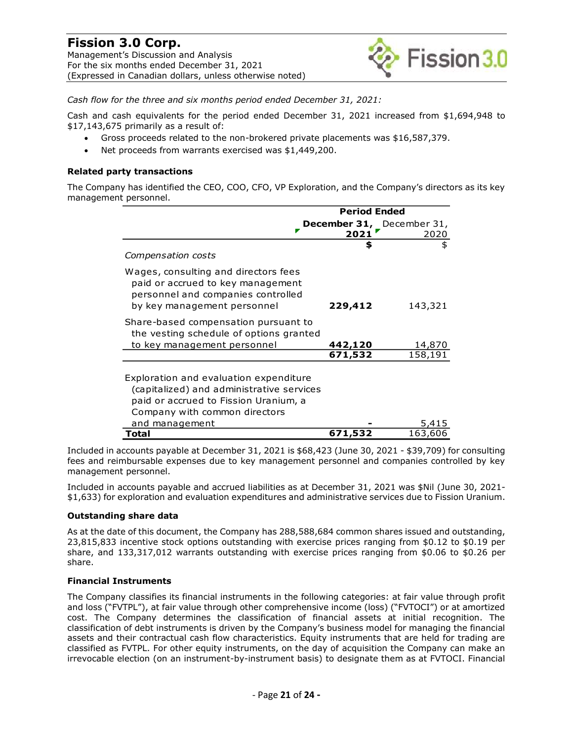*Cash flow for the three and six months period ended December 31, 2021:*

Cash and cash equivalents for the period ended December 31, 2021 increased from $1,694,948 to $17,143,675 primarily as a result of:

- Gross proceeds related to the non-brokered private placements was $16,587,379.
- Net proceeds from warrants exercised was $1,449,200.

**Related party transactions**

The Company has identified the CEO, COO, CFO, VP Exploration, and the Company's directors as its key management personnel.

| | Period Ended | |
|---|---|---|
| | **December 31, 2021** | December 31, 2020 |
| | **$** | $ |
| *Compensation costs* | | |
| Wages, consulting and directors fees paid or accrued to key management personnel and companies controlled by key management personnel | **229,412** | 143,321 |
| Share-based compensation pursuant to the vesting schedule of options granted to key management personnel | **442,120** | 14,870 |
| | **671,532** | 158,191 |
| Exploration and evaluation expenditure (capitalized) and administrative services paid or accrued to Fission Uranium, a Company with common directors and management | **-** | 5,415 |
| **Total** | **671,532** | 163,606 |

Included in accounts payable at December 31, 2021 is $68,423 (June 30, 2021 - $39,709) for consulting fees and reimbursable expenses due to key management personnel and companies controlled by key management personnel.

Included in accounts payable and accrued liabilities as at December 31, 2021 was $Nil (June 30, 2021- $1,633) for exploration and evaluation expenditures and administrative services due to Fission Uranium.

**Outstanding share data**

As at the date of this document, the Company has 288,588,684 common shares issued and outstanding, 23,815,833 incentive stock options outstanding with exercise prices ranging from $0.12 to $0.19 per share, and 133,317,012 warrants outstanding with exercise prices ranging from $0.06 to $0.26 per share.

**Financial Instruments**

The Company classifies its financial instruments in the following categories: at fair value through profit and loss ("FVTPL"), at fair value through other comprehensive income (loss) ("FVTOCI") or at amortized cost. The Company determines the classification of financial assets at initial recognition. The classification of debt instruments is driven by the Company's business model for managing the financial assets and their contractual cash flow characteristics. Equity instruments that are held for trading are classified as FVTPL. For other equity instruments, on the day of acquisition the Company can make an irrevocable election (on an instrument-by-instrument basis) to designate them as at FVTOCI. Financial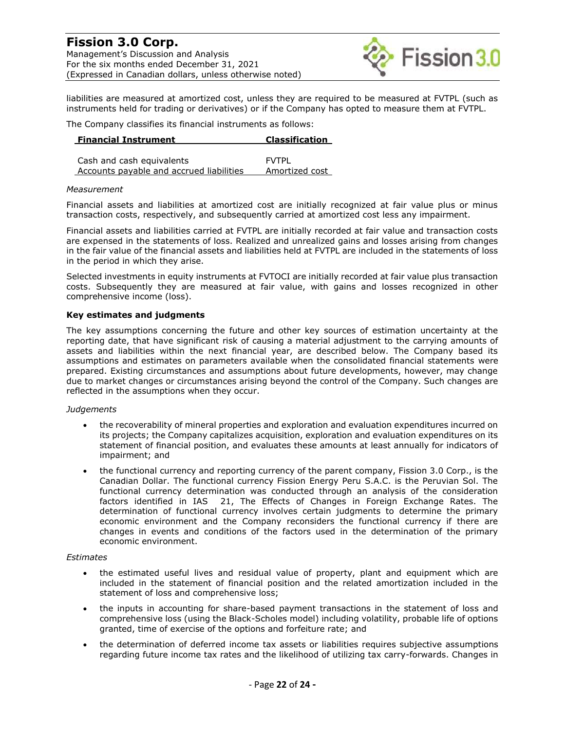liabilities are measured at amortized cost, unless they are required to be measured at FVTPL (such as instruments held for trading or derivatives) or if the Company has opted to measure them at FVTPL.

The Company classifies its financial instruments as follows:

| Financial Instrument | Classification |
|---|---|
| Cash and cash equivalents | FVTPL |
| Accounts payable and accrued liabilities | Amortized cost |

*Measurement*

Financial assets and liabilities at amortized cost are initially recognized at fair value plus or minus transaction costs, respectively, and subsequently carried at amortized cost less any impairment.

Financial assets and liabilities carried at FVTPL are initially recorded at fair value and transaction costs are expensed in the statements of loss. Realized and unrealized gains and losses arising from changes in the fair value of the financial assets and liabilities held at FVTPL are included in the statements of loss in the period in which they arise.

Selected investments in equity instruments at FVTOCI are initially recorded at fair value plus transaction costs. Subsequently they are measured at fair value, with gains and losses recognized in other comprehensive income (loss).

**Key estimates and judgments**

The key assumptions concerning the future and other key sources of estimation uncertainty at the reporting date, that have significant risk of causing a material adjustment to the carrying amounts of assets and liabilities within the next financial year, are described below. The Company based its assumptions and estimates on parameters available when the consolidated financial statements were prepared. Existing circumstances and assumptions about future developments, however, may change due to market changes or circumstances arising beyond the control of the Company. Such changes are reflected in the assumptions when they occur.

*Judgements*

- the recoverability of mineral properties and exploration and evaluation expenditures incurred on its projects; the Company capitalizes acquisition, exploration and evaluation expenditures on its statement of financial position, and evaluates these amounts at least annually for indicators of impairment; and
- the functional currency and reporting currency of the parent company, Fission 3.0 Corp., is the Canadian Dollar. The functional currency Fission Energy Peru S.A.C. is the Peruvian Sol. The functional currency determination was conducted through an analysis of the consideration factors identified in IAS 21, The Effects of Changes in Foreign Exchange Rates. The determination of functional currency involves certain judgments to determine the primary economic environment and the Company reconsiders the functional currency if there are changes in events and conditions of the factors used in the determination of the primary economic environment.

*Estimates*

- the estimated useful lives and residual value of property, plant and equipment which are included in the statement of financial position and the related amortization included in the statement of loss and comprehensive loss;
- the inputs in accounting for share-based payment transactions in the statement of loss and comprehensive loss (using the Black-Scholes model) including volatility, probable life of options granted, time of exercise of the options and forfeiture rate; and
- the determination of deferred income tax assets or liabilities requires subjective assumptions regarding future income tax rates and the likelihood of utilizing tax carry-forwards. Changes in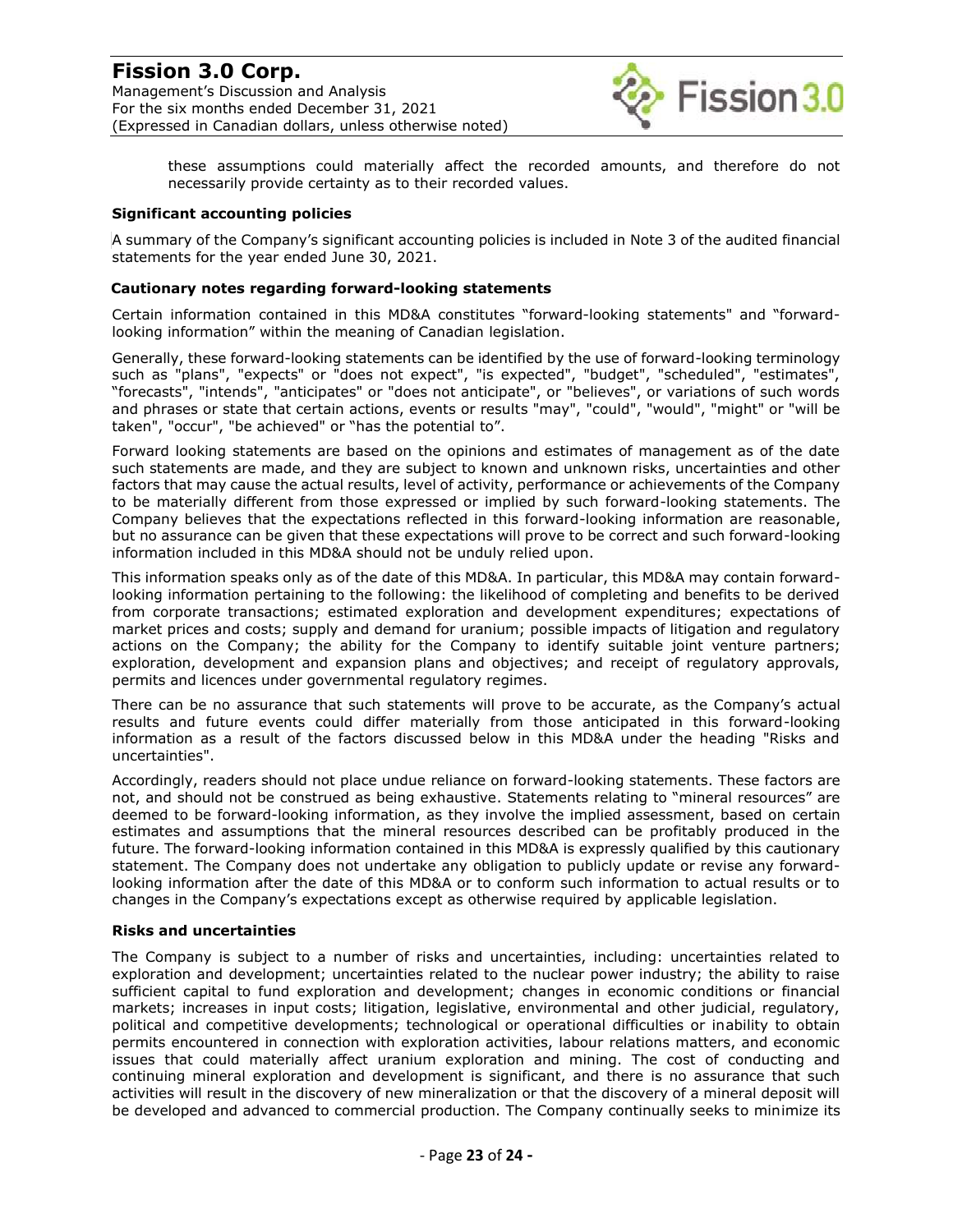these assumptions could materially affect the recorded amounts, and therefore do not necessarily provide certainty as to their recorded values.

**Significant accounting policies**

A summary of the Company's significant accounting policies is included in Note 3 of the audited financial statements for the year ended June 30, 2021.

**Cautionary notes regarding forward-looking statements**

Certain information contained in this MD&A constitutes "forward-looking statements" and "forward-looking information" within the meaning of Canadian legislation.

Generally, these forward-looking statements can be identified by the use of forward-looking terminology such as "plans", "expects" or "does not expect", "is expected", "budget", "scheduled", "estimates", "forecasts", "intends", "anticipates" or "does not anticipate", or "believes", or variations of such words and phrases or state that certain actions, events or results "may", "could", "would", "might" or "will be taken", "occur", "be achieved" or "has the potential to".

Forward looking statements are based on the opinions and estimates of management as of the date such statements are made, and they are subject to known and unknown risks, uncertainties and other factors that may cause the actual results, level of activity, performance or achievements of the Company to be materially different from those expressed or implied by such forward-looking statements. The Company believes that the expectations reflected in this forward-looking information are reasonable, but no assurance can be given that these expectations will prove to be correct and such forward-looking information included in this MD&A should not be unduly relied upon.

This information speaks only as of the date of this MD&A. In particular, this MD&A may contain forward-looking information pertaining to the following: the likelihood of completing and benefits to be derived from corporate transactions; estimated exploration and development expenditures; expectations of market prices and costs; supply and demand for uranium; possible impacts of litigation and regulatory actions on the Company; the ability for the Company to identify suitable joint venture partners; exploration, development and expansion plans and objectives; and receipt of regulatory approvals, permits and licences under governmental regulatory regimes.

There can be no assurance that such statements will prove to be accurate, as the Company's actual results and future events could differ materially from those anticipated in this forward-looking information as a result of the factors discussed below in this MD&A under the heading "Risks and uncertainties".

Accordingly, readers should not place undue reliance on forward-looking statements. These factors are not, and should not be construed as being exhaustive. Statements relating to "mineral resources" are deemed to be forward-looking information, as they involve the implied assessment, based on certain estimates and assumptions that the mineral resources described can be profitably produced in the future. The forward-looking information contained in this MD&A is expressly qualified by this cautionary statement. The Company does not undertake any obligation to publicly update or revise any forward-looking information after the date of this MD&A or to conform such information to actual results or to changes in the Company's expectations except as otherwise required by applicable legislation.

**Risks and uncertainties**

The Company is subject to a number of risks and uncertainties, including: uncertainties related to exploration and development; uncertainties related to the nuclear power industry; the ability to raise sufficient capital to fund exploration and development; changes in economic conditions or financial markets; increases in input costs; litigation, legislative, environmental and other judicial, regulatory, political and competitive developments; technological or operational difficulties or inability to obtain permits encountered in connection with exploration activities, labour relations matters, and economic issues that could materially affect uranium exploration and mining. The cost of conducting and continuing mineral exploration and development is significant, and there is no assurance that such activities will result in the discovery of new mineralization or that the discovery of a mineral deposit will be developed and advanced to commercial production. The Company continually seeks to minimize its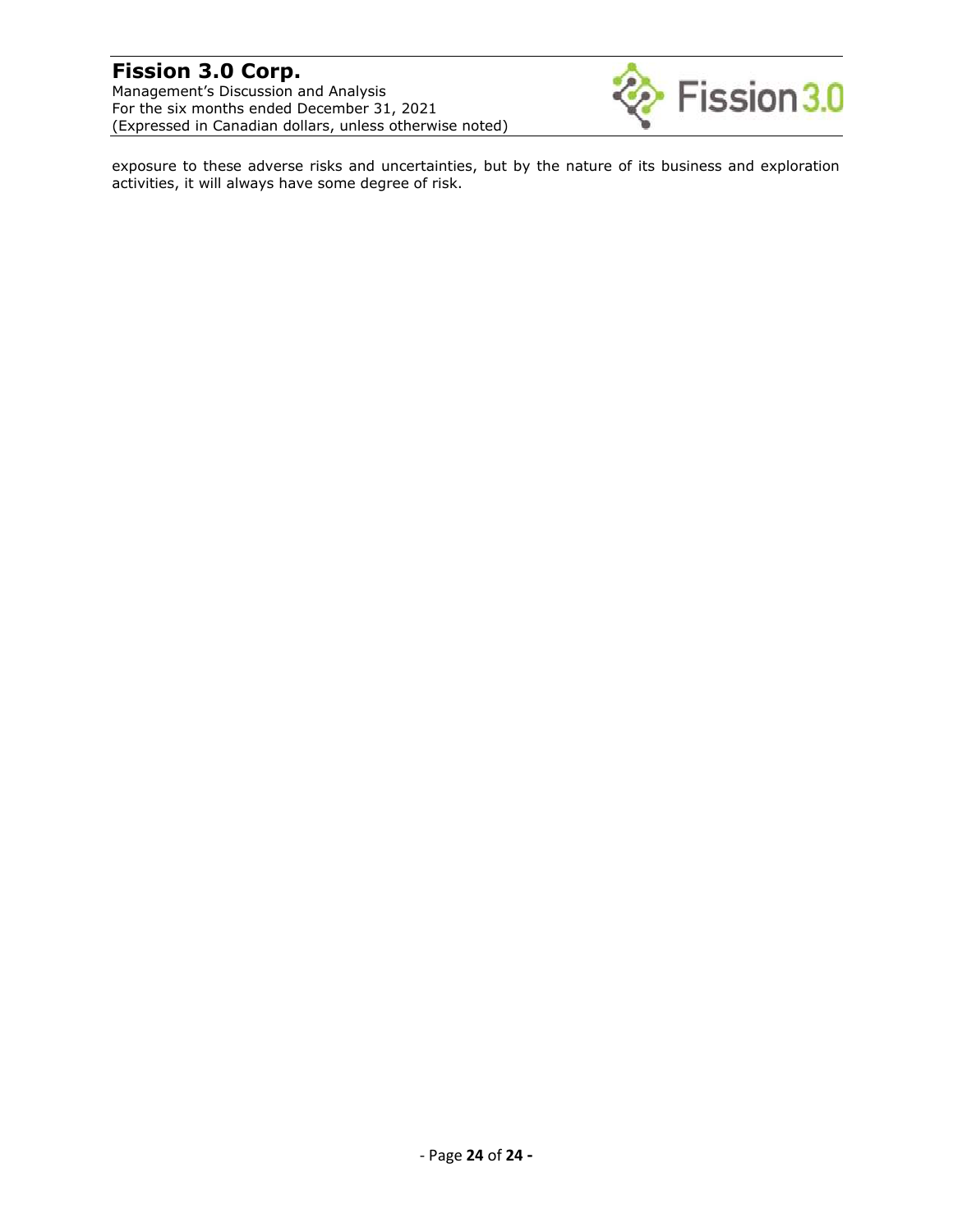exposure to these adverse risks and uncertainties, but by the nature of its business and exploration activities, it will always have some degree of risk.